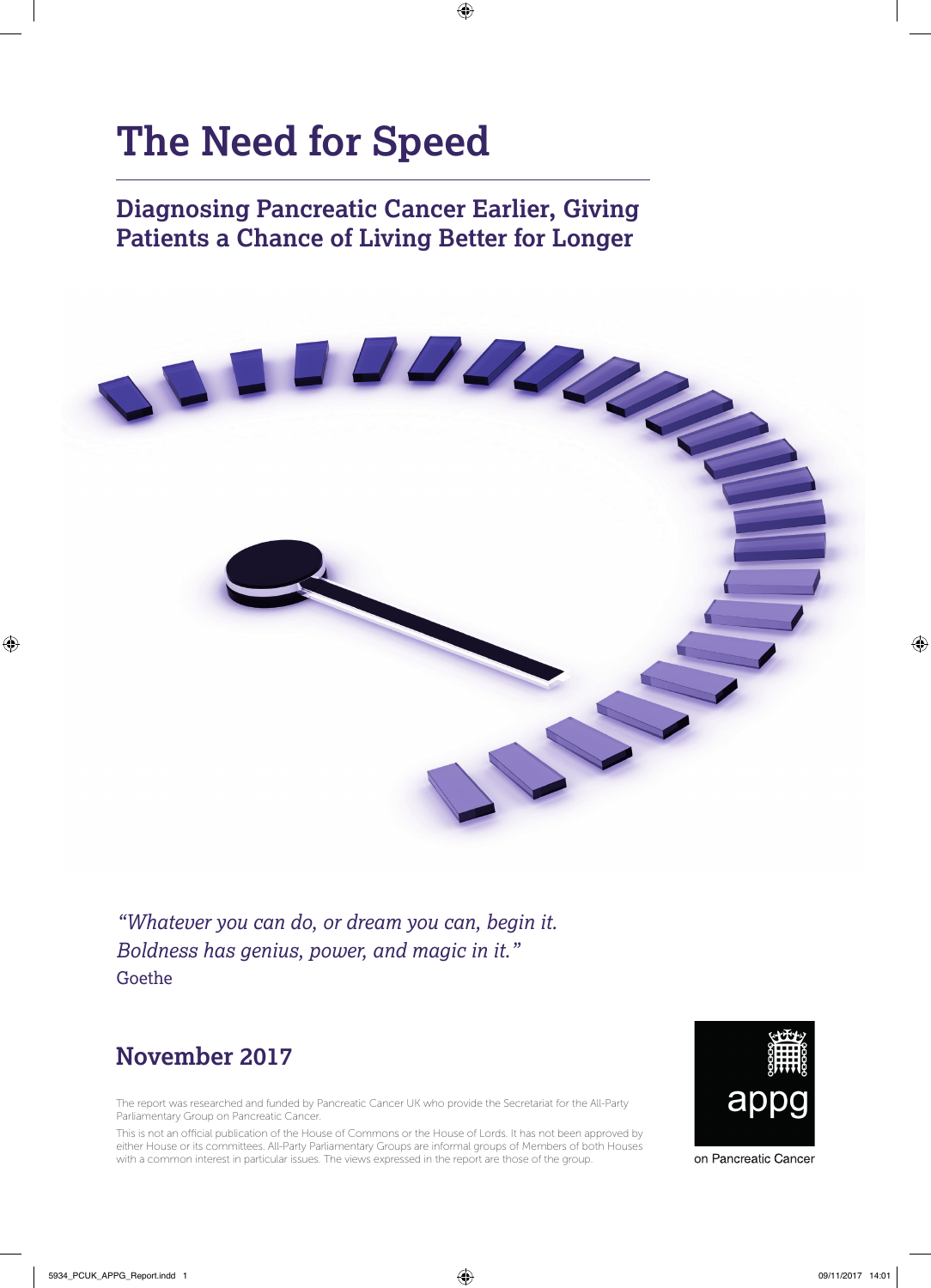# The Need for Speed

## Diagnosing Pancreatic Cancer Earlier, Giving Patients a Chance of Living Better for Longer

*"Whatever you can do, or dream you can, begin it. Boldness has genius, power, and magic in it."*
Goethe

## November 2017

The report was researched and funded by Pancreatic Cancer UK who provide the Secretariat for the All-Party Parliamentary Group on Pancreatic Cancer.

This is not an official publication of the House of Commons or the House of Lords. It has not been approved by either House or its committees. All-Party Parliamentary Groups are informal groups of Members of both Houses with a common interest in particular issues. The views expressed in the report are those of the group.

appg

on Pancreatic Cancer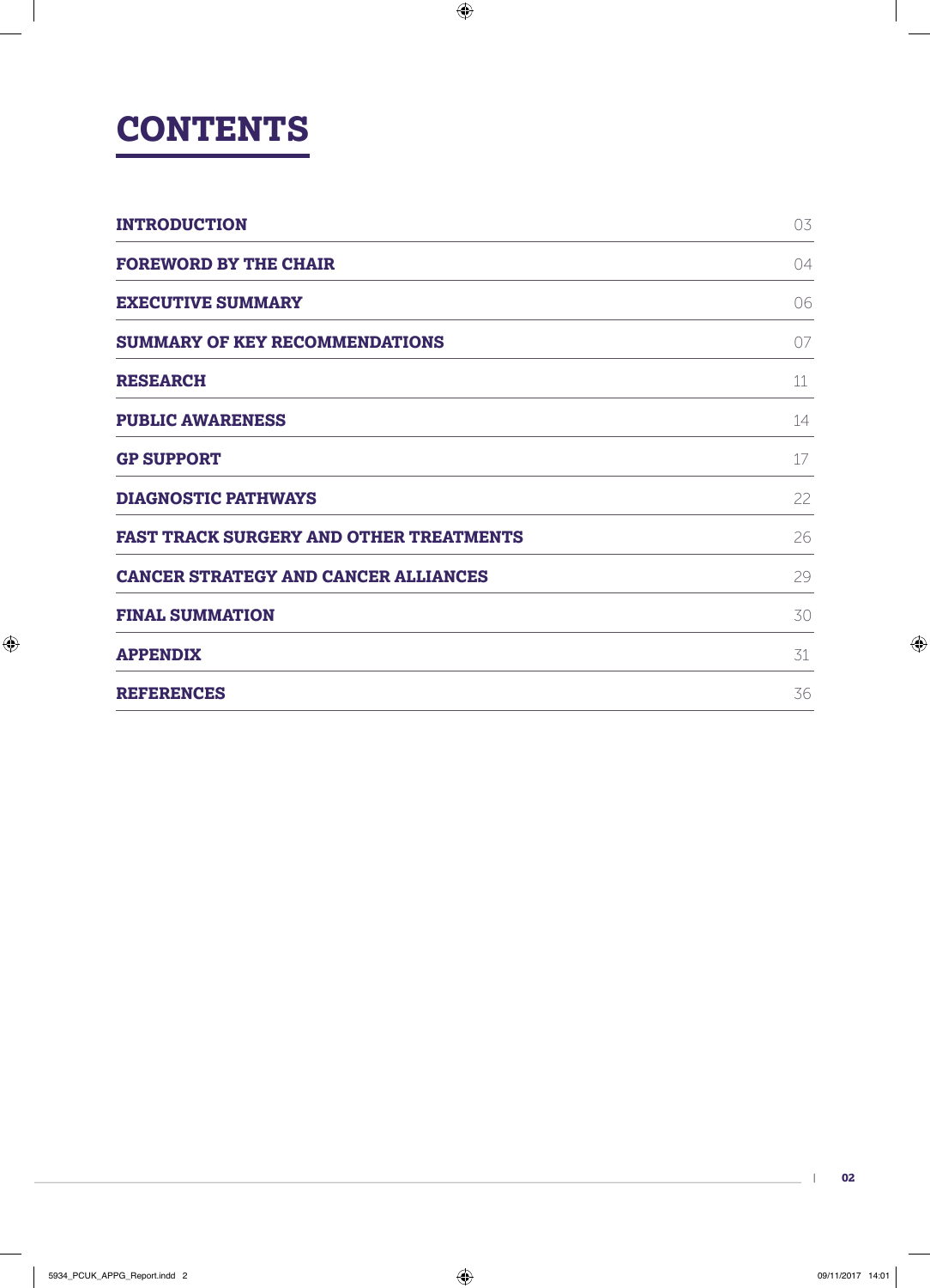# CONTENTS

| | |
|---|---|
| **INTRODUCTION** | 03 |
| **FOREWORD BY THE CHAIR** | 04 |
| **EXECUTIVE SUMMARY** | 06 |
| **SUMMARY OF KEY RECOMMENDATIONS** | 07 |
| **RESEARCH** | 11 |
| **PUBLIC AWARENESS** | 14 |
| **GP SUPPORT** | 17 |
| **DIAGNOSTIC PATHWAYS** | 22 |
| **FAST TRACK SURGERY AND OTHER TREATMENTS** | 26 |
| **CANCER STRATEGY AND CANCER ALLIANCES** | 29 |
| **FINAL SUMMATION** | 30 |
| **APPENDIX** | 31 |
| **REFERENCES** | 36 |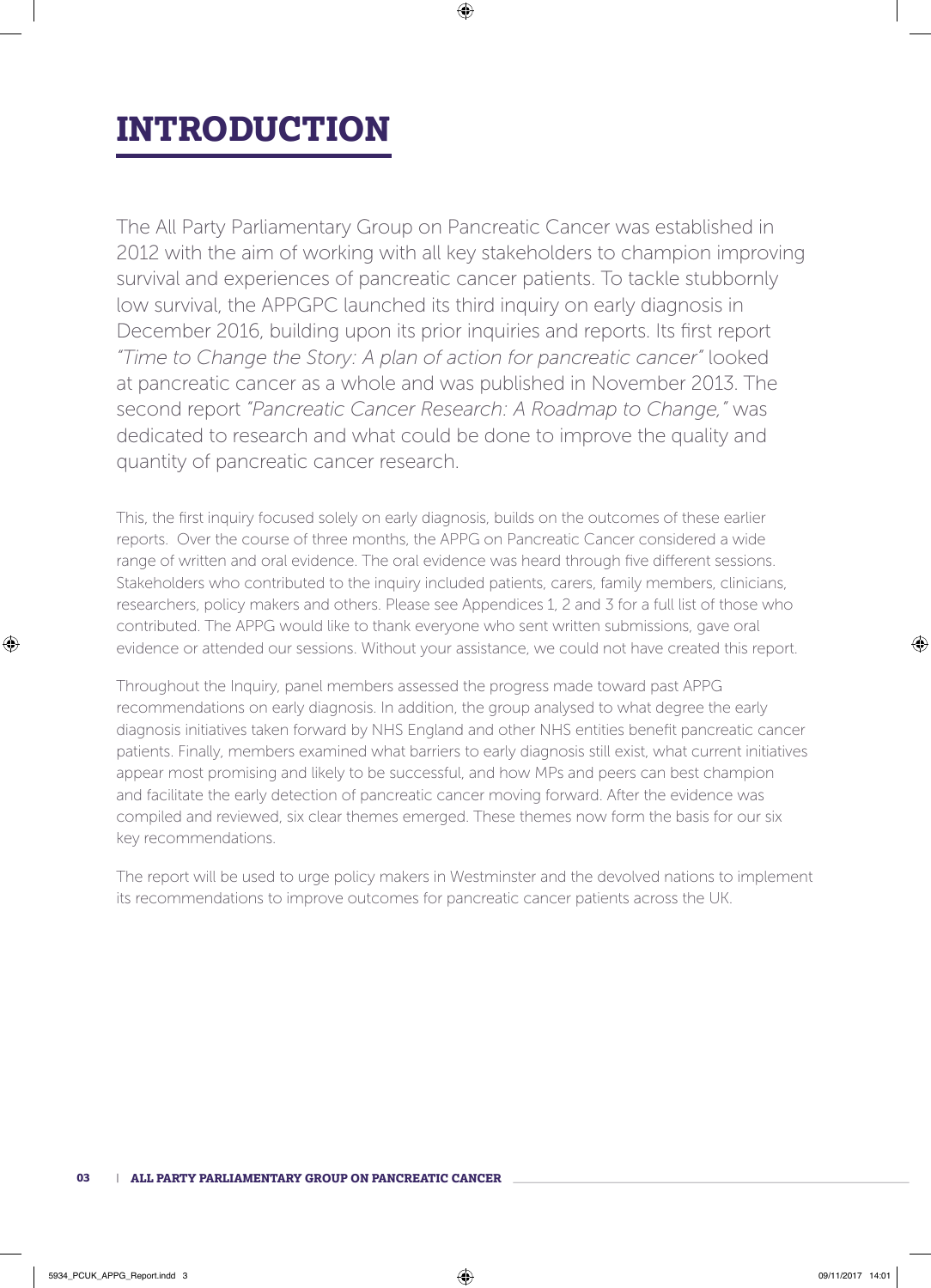# INTRODUCTION

The All Party Parliamentary Group on Pancreatic Cancer was established in 2012 with the aim of working with all key stakeholders to champion improving survival and experiences of pancreatic cancer patients. To tackle stubbornly low survival, the APPGPC launched its third inquiry on early diagnosis in December 2016, building upon its prior inquiries and reports. Its first report *"Time to Change the Story: A plan of action for pancreatic cancer"* looked at pancreatic cancer as a whole and was published in November 2013. The second report *"Pancreatic Cancer Research: A Roadmap to Change,"* was dedicated to research and what could be done to improve the quality and quantity of pancreatic cancer research.

This, the first inquiry focused solely on early diagnosis, builds on the outcomes of these earlier reports. Over the course of three months, the APPG on Pancreatic Cancer considered a wide range of written and oral evidence. The oral evidence was heard through five different sessions. Stakeholders who contributed to the inquiry included patients, carers, family members, clinicians, researchers, policy makers and others. Please see Appendices 1, 2 and 3 for a full list of those who contributed. The APPG would like to thank everyone who sent written submissions, gave oral evidence or attended our sessions. Without your assistance, we could not have created this report.

Throughout the Inquiry, panel members assessed the progress made toward past APPG recommendations on early diagnosis. In addition, the group analysed to what degree the early diagnosis initiatives taken forward by NHS England and other NHS entities benefit pancreatic cancer patients. Finally, members examined what barriers to early diagnosis still exist, what current initiatives appear most promising and likely to be successful, and how MPs and peers can best champion and facilitate the early detection of pancreatic cancer moving forward. After the evidence was compiled and reviewed, six clear themes emerged. These themes now form the basis for our six key recommendations.

The report will be used to urge policy makers in Westminster and the devolved nations to implement its recommendations to improve outcomes for pancreatic cancer patients across the UK.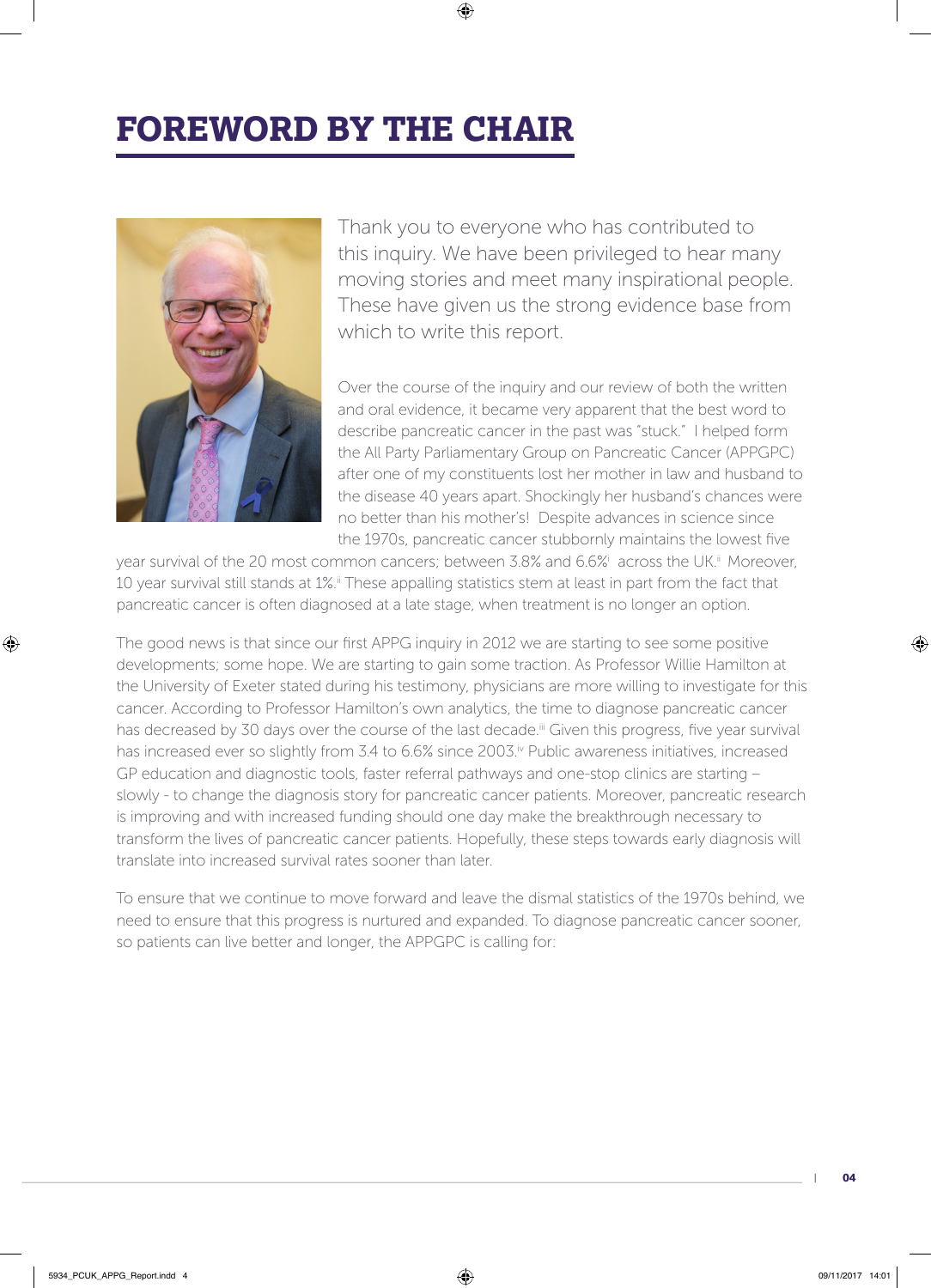# FOREWORD BY THE CHAIR

Thank you to everyone who has contributed to this inquiry. We have been privileged to hear many moving stories and meet many inspirational people. These have given us the strong evidence base from which to write this report.

Over the course of the inquiry and our review of both the written and oral evidence, it became very apparent that the best word to describe pancreatic cancer in the past was "stuck." I helped form the All Party Parliamentary Group on Pancreatic Cancer (APPGPC) after one of my constituents lost her mother in law and husband to the disease 40 years apart. Shockingly her husband's chances were no better than his mother's! Despite advances in science since the 1970s, pancreatic cancer stubbornly maintains the lowest five year survival of the 20 most common cancers; between 3.8% and 6.6%[i] across the UK.[ii] Moreover, 10 year survival still stands at 1%.[ii] These appalling statistics stem at least in part from the fact that pancreatic cancer is often diagnosed at a late stage, when treatment is no longer an option.

The good news is that since our first APPG inquiry in 2012 we are starting to see some positive developments; some hope. We are starting to gain some traction. As Professor Willie Hamilton at the University of Exeter stated during his testimony, physicians are more willing to investigate for this cancer. According to Professor Hamilton's own analytics, the time to diagnose pancreatic cancer has decreased by 30 days over the course of the last decade.[iii] Given this progress, five year survival has increased ever so slightly from 3.4 to 6.6% since 2003.[iv] Public awareness initiatives, increased GP education and diagnostic tools, faster referral pathways and one-stop clinics are starting – slowly - to change the diagnosis story for pancreatic cancer patients. Moreover, pancreatic research is improving and with increased funding should one day make the breakthrough necessary to transform the lives of pancreatic cancer patients. Hopefully, these steps towards early diagnosis will translate into increased survival rates sooner than later.

To ensure that we continue to move forward and leave the dismal statistics of the 1970s behind, we need to ensure that this progress is nurtured and expanded. To diagnose pancreatic cancer sooner, so patients can live better and longer, the APPGPC is calling for: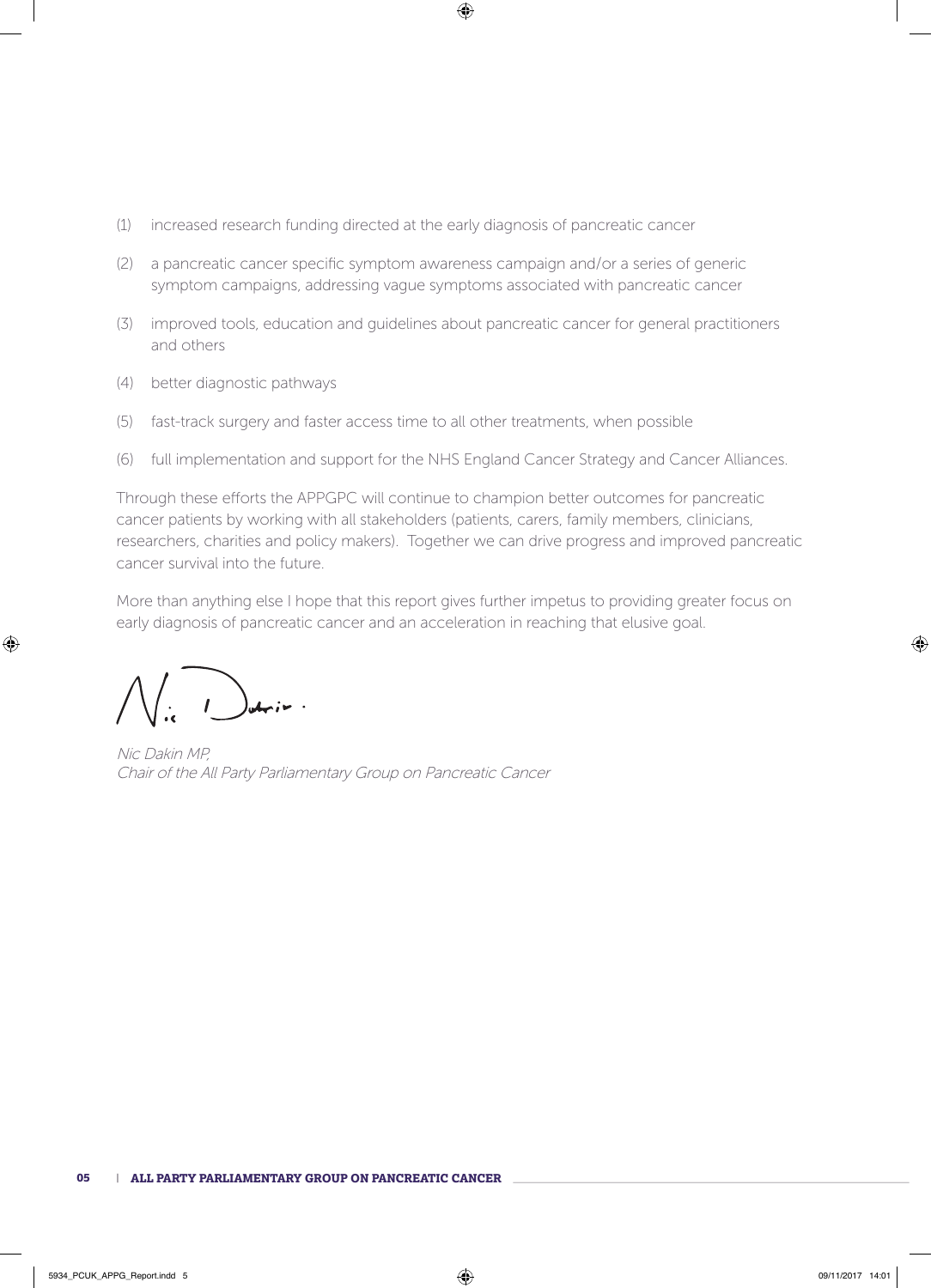(1) increased research funding directed at the early diagnosis of pancreatic cancer

(2) a pancreatic cancer specific symptom awareness campaign and/or a series of generic symptom campaigns, addressing vague symptoms associated with pancreatic cancer

(3) improved tools, education and guidelines about pancreatic cancer for general practitioners and others

(4) better diagnostic pathways

(5) fast-track surgery and faster access time to all other treatments, when possible

(6) full implementation and support for the NHS England Cancer Strategy and Cancer Alliances.

Through these efforts the APPGPC will continue to champion better outcomes for pancreatic cancer patients by working with all stakeholders (patients, carers, family members, clinicians, researchers, charities and policy makers). Together we can drive progress and improved pancreatic cancer survival into the future.

More than anything else I hope that this report gives further impetus to providing greater focus on early diagnosis of pancreatic cancer and an acceleration in reaching that elusive goal.

*Nic Dakin MP,*
*Chair of the All Party Parliamentary Group on Pancreatic Cancer*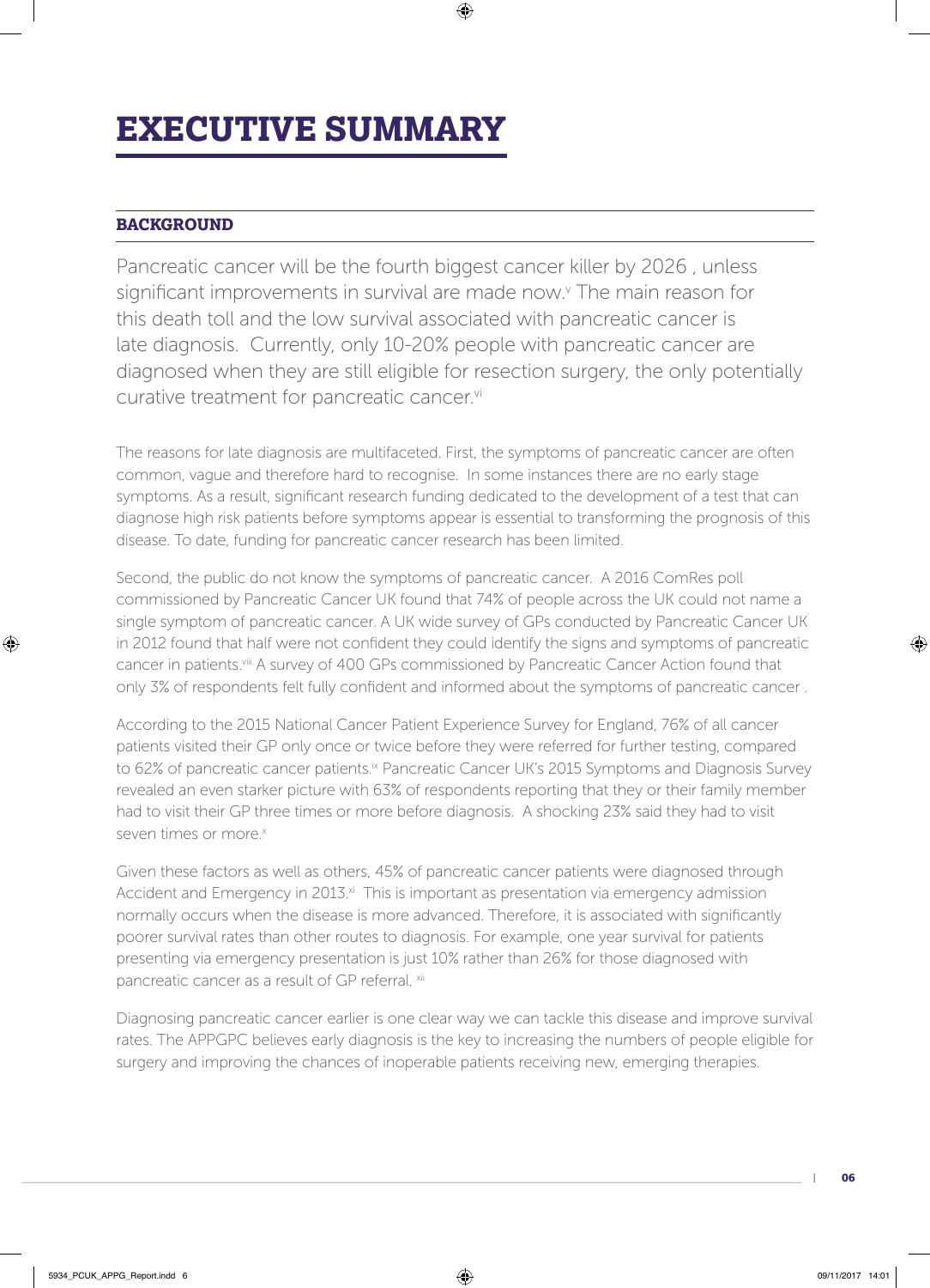# EXECUTIVE SUMMARY

## BACKGROUND

Pancreatic cancer will be the fourth biggest cancer killer by 2026 , unless significant improvements in survival are made now.[v] The main reason for this death toll and the low survival associated with pancreatic cancer is late diagnosis. Currently, only 10-20% people with pancreatic cancer are diagnosed when they are still eligible for resection surgery, the only potentially curative treatment for pancreatic cancer.[vi]

The reasons for late diagnosis are multifaceted. First, the symptoms of pancreatic cancer are often common, vague and therefore hard to recognise. In some instances there are no early stage symptoms. As a result, significant research funding dedicated to the development of a test that can diagnose high risk patients before symptoms appear is essential to transforming the prognosis of this disease. To date, funding for pancreatic cancer research has been limited.

Second, the public do not know the symptoms of pancreatic cancer. A 2016 ComRes poll commissioned by Pancreatic Cancer UK found that 74% of people across the UK could not name a single symptom of pancreatic cancer. A UK wide survey of GPs conducted by Pancreatic Cancer UK in 2012 found that half were not confident they could identify the signs and symptoms of pancreatic cancer in patients.[viii] A survey of 400 GPs commissioned by Pancreatic Cancer Action found that only 3% of respondents felt fully confident and informed about the symptoms of pancreatic cancer .

According to the 2015 National Cancer Patient Experience Survey for England, 76% of all cancer patients visited their GP only once or twice before they were referred for further testing, compared to 62% of pancreatic cancer patients.[ix] Pancreatic Cancer UK's 2015 Symptoms and Diagnosis Survey revealed an even starker picture with 63% of respondents reporting that they or their family member had to visit their GP three times or more before diagnosis. A shocking 23% said they had to visit seven times or more.[x]

Given these factors as well as others, 45% of pancreatic cancer patients were diagnosed through Accident and Emergency in 2013.[xi] This is important as presentation via emergency admission normally occurs when the disease is more advanced. Therefore, it is associated with significantly poorer survival rates than other routes to diagnosis. For example, one year survival for patients presenting via emergency presentation is just 10% rather than 26% for those diagnosed with pancreatic cancer as a result of GP referral. [xii]

Diagnosing pancreatic cancer earlier is one clear way we can tackle this disease and improve survival rates. The APPGPC believes early diagnosis is the key to increasing the numbers of people eligible for surgery and improving the chances of inoperable patients receiving new, emerging therapies.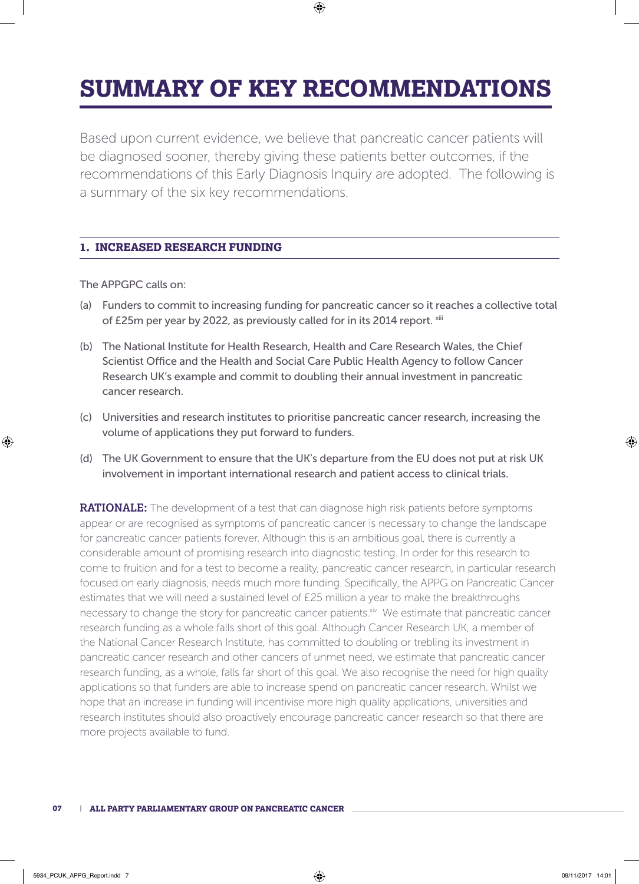# SUMMARY OF KEY RECOMMENDATIONS

Based upon current evidence, we believe that pancreatic cancer patients will be diagnosed sooner, thereby giving these patients better outcomes, if the recommendations of this Early Diagnosis Inquiry are adopted. The following is a summary of the six key recommendations.

## 1. INCREASED RESEARCH FUNDING

The APPGPC calls on:

(a) Funders to commit to increasing funding for pancreatic cancer so it reaches a collective total of £25m per year by 2022, as previously called for in its 2014 report. [xiii]

(b) The National Institute for Health Research, Health and Care Research Wales, the Chief Scientist Office and the Health and Social Care Public Health Agency to follow Cancer Research UK's example and commit to doubling their annual investment in pancreatic cancer research.

(c) Universities and research institutes to prioritise pancreatic cancer research, increasing the volume of applications they put forward to funders.

(d) The UK Government to ensure that the UK's departure from the EU does not put at risk UK involvement in important international research and patient access to clinical trials.

**RATIONALE:** The development of a test that can diagnose high risk patients before symptoms appear or are recognised as symptoms of pancreatic cancer is necessary to change the landscape for pancreatic cancer patients forever. Although this is an ambitious goal, there is currently a considerable amount of promising research into diagnostic testing. In order for this research to come to fruition and for a test to become a reality, pancreatic cancer research, in particular research focused on early diagnosis, needs much more funding. Specifically, the APPG on Pancreatic Cancer estimates that we will need a sustained level of £25 million a year to make the breakthroughs necessary to change the story for pancreatic cancer patients.[xiv] We estimate that pancreatic cancer research funding as a whole falls short of this goal. Although Cancer Research UK, a member of the National Cancer Research Institute, has committed to doubling or trebling its investment in pancreatic cancer research and other cancers of unmet need, we estimate that pancreatic cancer research funding, as a whole, falls far short of this goal. We also recognise the need for high quality applications so that funders are able to increase spend on pancreatic cancer research. Whilst we hope that an increase in funding will incentivise more high quality applications, universities and research institutes should also proactively encourage pancreatic cancer research so that there are more projects available to fund.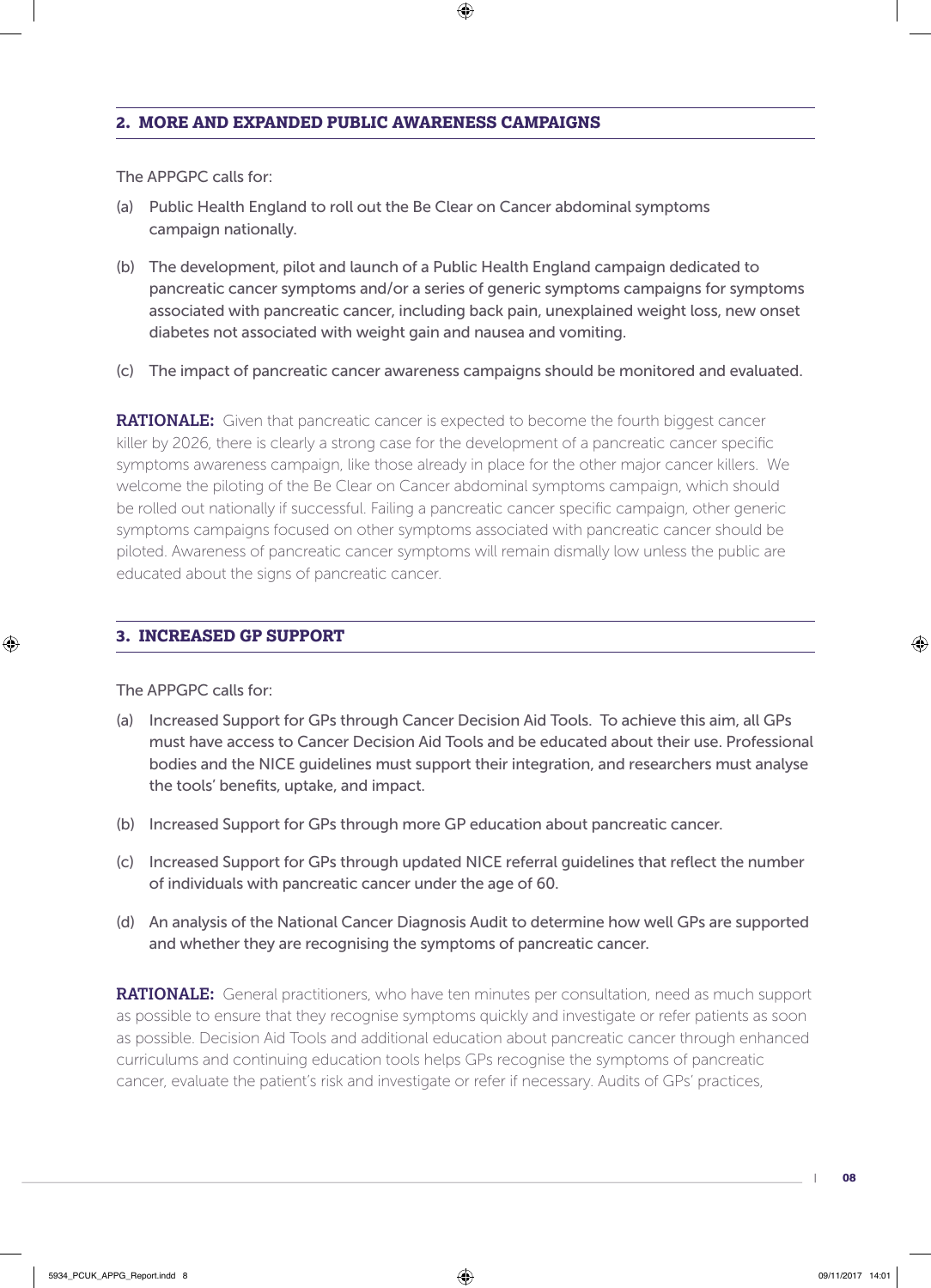## 2. MORE AND EXPANDED PUBLIC AWARENESS CAMPAIGNS

The APPGPC calls for:

(a) Public Health England to roll out the Be Clear on Cancer abdominal symptoms campaign nationally.

(b) The development, pilot and launch of a Public Health England campaign dedicated to pancreatic cancer symptoms and/or a series of generic symptoms campaigns for symptoms associated with pancreatic cancer, including back pain, unexplained weight loss, new onset diabetes not associated with weight gain and nausea and vomiting.

(c) The impact of pancreatic cancer awareness campaigns should be monitored and evaluated.

**RATIONALE:** Given that pancreatic cancer is expected to become the fourth biggest cancer killer by 2026, there is clearly a strong case for the development of a pancreatic cancer specific symptoms awareness campaign, like those already in place for the other major cancer killers. We welcome the piloting of the Be Clear on Cancer abdominal symptoms campaign, which should be rolled out nationally if successful. Failing a pancreatic cancer specific campaign, other generic symptoms campaigns focused on other symptoms associated with pancreatic cancer should be piloted. Awareness of pancreatic cancer symptoms will remain dismally low unless the public are educated about the signs of pancreatic cancer.

## 3. INCREASED GP SUPPORT

The APPGPC calls for:

(a) Increased Support for GPs through Cancer Decision Aid Tools. To achieve this aim, all GPs must have access to Cancer Decision Aid Tools and be educated about their use. Professional bodies and the NICE guidelines must support their integration, and researchers must analyse the tools' benefits, uptake, and impact.

(b) Increased Support for GPs through more GP education about pancreatic cancer.

(c) Increased Support for GPs through updated NICE referral guidelines that reflect the number of individuals with pancreatic cancer under the age of 60.

(d) An analysis of the National Cancer Diagnosis Audit to determine how well GPs are supported and whether they are recognising the symptoms of pancreatic cancer.

**RATIONALE:** General practitioners, who have ten minutes per consultation, need as much support as possible to ensure that they recognise symptoms quickly and investigate or refer patients as soon as possible. Decision Aid Tools and additional education about pancreatic cancer through enhanced curriculums and continuing education tools helps GPs recognise the symptoms of pancreatic cancer, evaluate the patient's risk and investigate or refer if necessary. Audits of GPs' practices,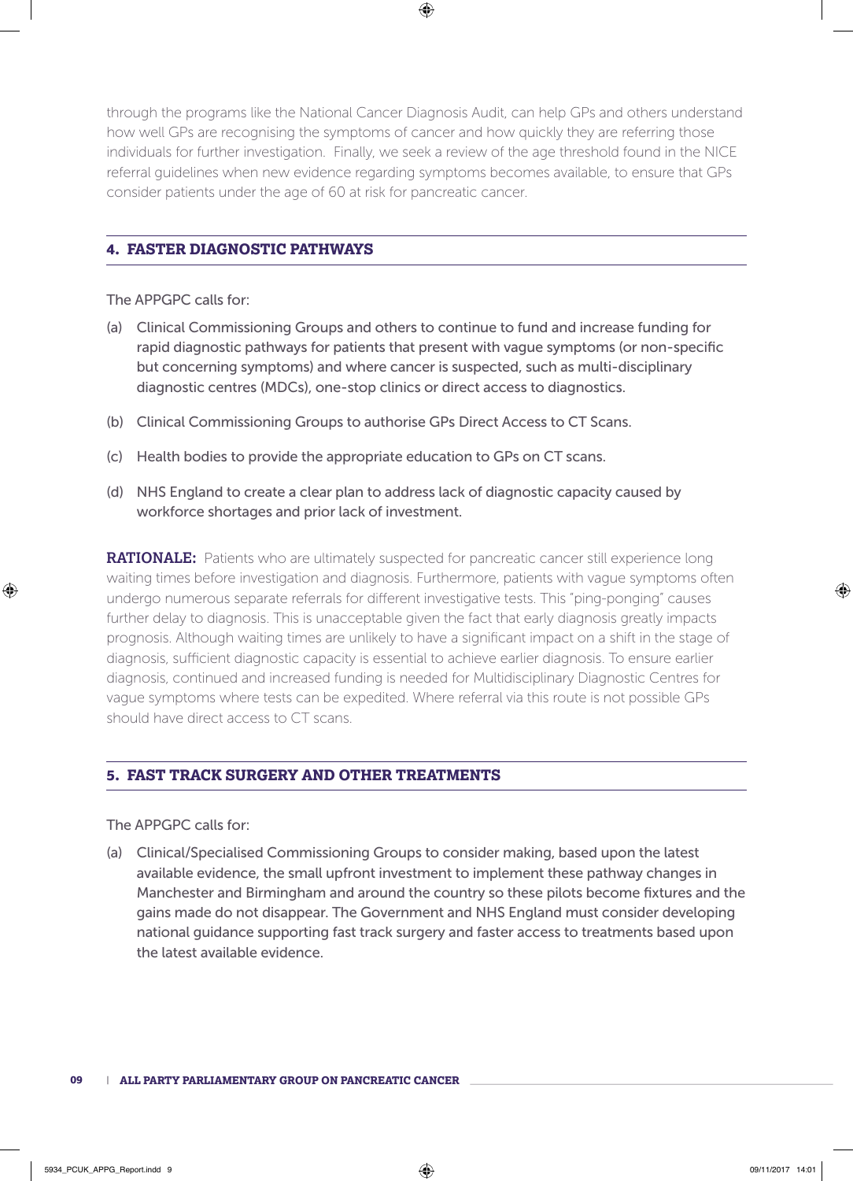through the programs like the National Cancer Diagnosis Audit, can help GPs and others understand how well GPs are recognising the symptoms of cancer and how quickly they are referring those individuals for further investigation. Finally, we seek a review of the age threshold found in the NICE referral guidelines when new evidence regarding symptoms becomes available, to ensure that GPs consider patients under the age of 60 at risk for pancreatic cancer.

## 4. FASTER DIAGNOSTIC PATHWAYS

The APPGPC calls for:

(a) Clinical Commissioning Groups and others to continue to fund and increase funding for rapid diagnostic pathways for patients that present with vague symptoms (or non-specific but concerning symptoms) and where cancer is suspected, such as multi-disciplinary diagnostic centres (MDCs), one-stop clinics or direct access to diagnostics.

(b) Clinical Commissioning Groups to authorise GPs Direct Access to CT Scans.

(c) Health bodies to provide the appropriate education to GPs on CT scans.

(d) NHS England to create a clear plan to address lack of diagnostic capacity caused by workforce shortages and prior lack of investment.

**RATIONALE:** Patients who are ultimately suspected for pancreatic cancer still experience long waiting times before investigation and diagnosis. Furthermore, patients with vague symptoms often undergo numerous separate referrals for different investigative tests. This "ping-ponging" causes further delay to diagnosis. This is unacceptable given the fact that early diagnosis greatly impacts prognosis. Although waiting times are unlikely to have a significant impact on a shift in the stage of diagnosis, sufficient diagnostic capacity is essential to achieve earlier diagnosis. To ensure earlier diagnosis, continued and increased funding is needed for Multidisciplinary Diagnostic Centres for vague symptoms where tests can be expedited. Where referral via this route is not possible GPs should have direct access to CT scans.

## 5. FAST TRACK SURGERY AND OTHER TREATMENTS

The APPGPC calls for:

(a) Clinical/Specialised Commissioning Groups to consider making, based upon the latest available evidence, the small upfront investment to implement these pathway changes in Manchester and Birmingham and around the country so these pilots become fixtures and the gains made do not disappear. The Government and NHS England must consider developing national guidance supporting fast track surgery and faster access to treatments based upon the latest available evidence.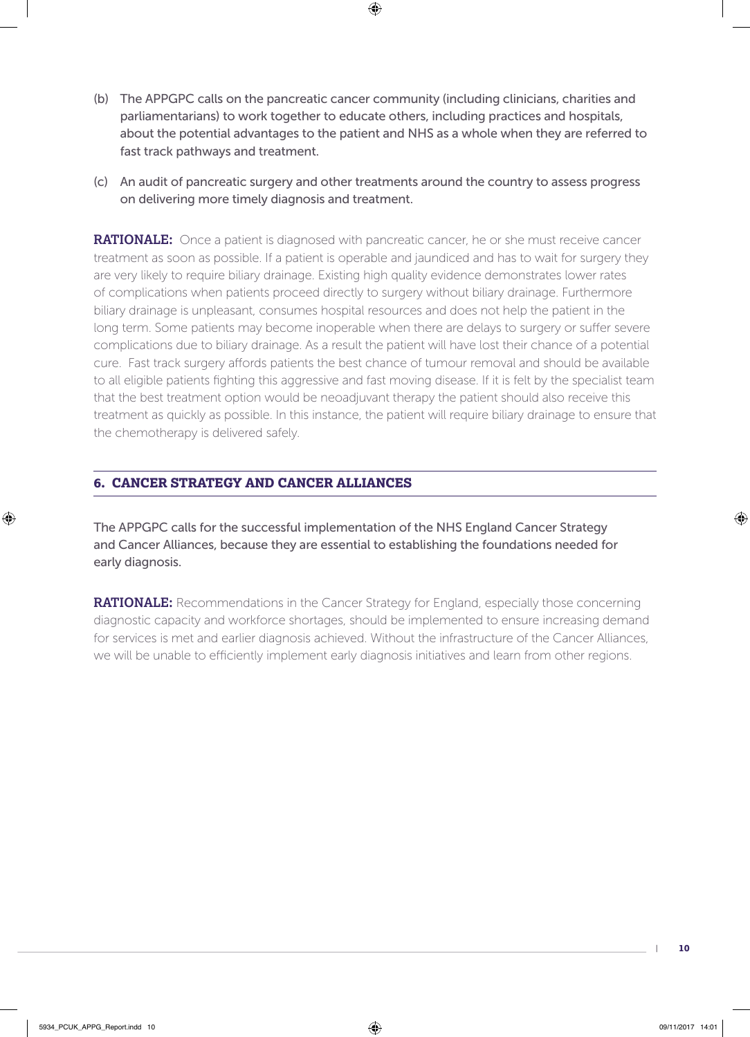(b) The APPGPC calls on the pancreatic cancer community (including clinicians, charities and parliamentarians) to work together to educate others, including practices and hospitals, about the potential advantages to the patient and NHS as a whole when they are referred to fast track pathways and treatment.

(c) An audit of pancreatic surgery and other treatments around the country to assess progress on delivering more timely diagnosis and treatment.

**RATIONALE:** Once a patient is diagnosed with pancreatic cancer, he or she must receive cancer treatment as soon as possible. If a patient is operable and jaundiced and has to wait for surgery they are very likely to require biliary drainage. Existing high quality evidence demonstrates lower rates of complications when patients proceed directly to surgery without biliary drainage. Furthermore biliary drainage is unpleasant, consumes hospital resources and does not help the patient in the long term. Some patients may become inoperable when there are delays to surgery or suffer severe complications due to biliary drainage. As a result the patient will have lost their chance of a potential cure. Fast track surgery affords patients the best chance of tumour removal and should be available to all eligible patients fighting this aggressive and fast moving disease. If it is felt by the specialist team that the best treatment option would be neoadjuvant therapy the patient should also receive this treatment as quickly as possible. In this instance, the patient will require biliary drainage to ensure that the chemotherapy is delivered safely.

## 6. CANCER STRATEGY AND CANCER ALLIANCES

The APPGPC calls for the successful implementation of the NHS England Cancer Strategy and Cancer Alliances, because they are essential to establishing the foundations needed for early diagnosis.

**RATIONALE:** Recommendations in the Cancer Strategy for England, especially those concerning diagnostic capacity and workforce shortages, should be implemented to ensure increasing demand for services is met and earlier diagnosis achieved. Without the infrastructure of the Cancer Alliances, we will be unable to efficiently implement early diagnosis initiatives and learn from other regions.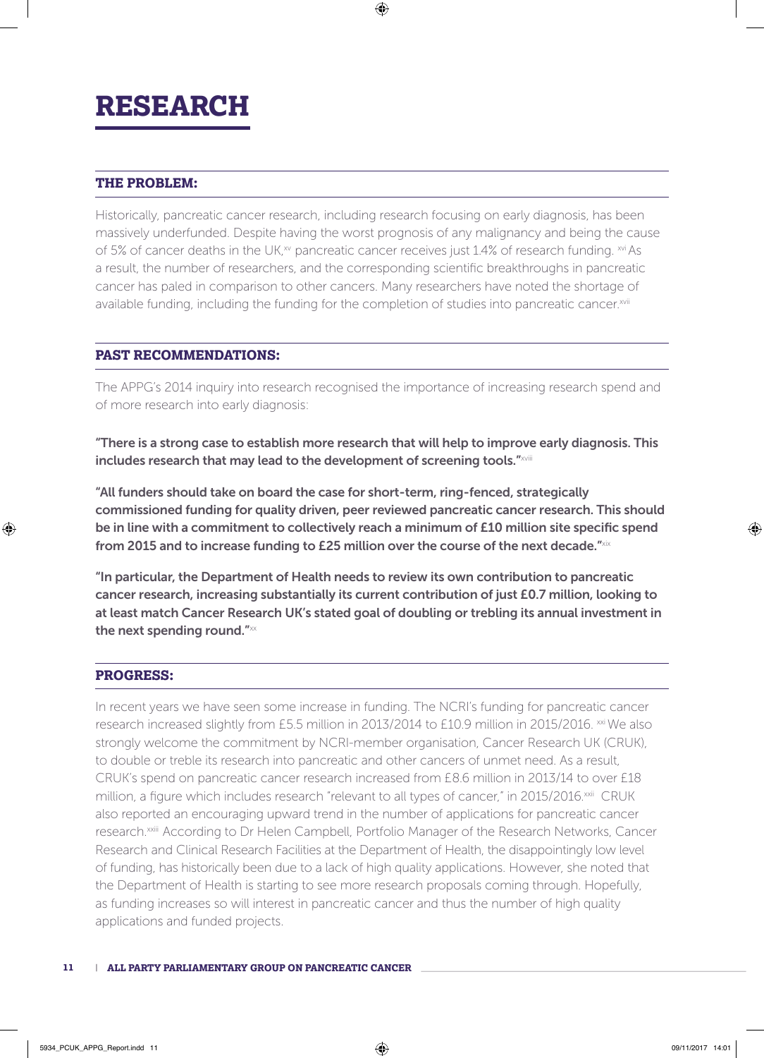# RESEARCH

## THE PROBLEM:

Historically, pancreatic cancer research, including research focusing on early diagnosis, has been massively underfunded. Despite having the worst prognosis of any malignancy and being the cause of 5% of cancer deaths in the UK,[xv] pancreatic cancer receives just 1.4% of research funding. [xvi] As a result, the number of researchers, and the corresponding scientific breakthroughs in pancreatic cancer has paled in comparison to other cancers. Many researchers have noted the shortage of available funding, including the funding for the completion of studies into pancreatic cancer.[xvii]

## PAST RECOMMENDATIONS:

The APPG's 2014 inquiry into research recognised the importance of increasing research spend and of more research into early diagnosis:

**"There is a strong case to establish more research that will help to improve early diagnosis. This includes research that may lead to the development of screening tools."**[xviii]

**"All funders should take on board the case for short-term, ring-fenced, strategically commissioned funding for quality driven, peer reviewed pancreatic cancer research. This should be in line with a commitment to collectively reach a minimum of £10 million site specific spend from 2015 and to increase funding to £25 million over the course of the next decade."**[xix]

**"In particular, the Department of Health needs to review its own contribution to pancreatic cancer research, increasing substantially its current contribution of just £0.7 million, looking to at least match Cancer Research UK's stated goal of doubling or trebling its annual investment in the next spending round."**[xx]

## PROGRESS:

In recent years we have seen some increase in funding. The NCRI's funding for pancreatic cancer research increased slightly from £5.5 million in 2013/2014 to £10.9 million in 2015/2016. [xxi] We also strongly welcome the commitment by NCRI-member organisation, Cancer Research UK (CRUK), to double or treble its research into pancreatic and other cancers of unmet need. As a result, CRUK's spend on pancreatic cancer research increased from £8.6 million in 2013/14 to over £18 million, a figure which includes research "relevant to all types of cancer," in 2015/2016.[xxii] CRUK also reported an encouraging upward trend in the number of applications for pancreatic cancer research.[xxiii] According to Dr Helen Campbell, Portfolio Manager of the Research Networks, Cancer Research and Clinical Research Facilities at the Department of Health, the disappointingly low level of funding, has historically been due to a lack of high quality applications. However, she noted that the Department of Health is starting to see more research proposals coming through. Hopefully, as funding increases so will interest in pancreatic cancer and thus the number of high quality applications and funded projects.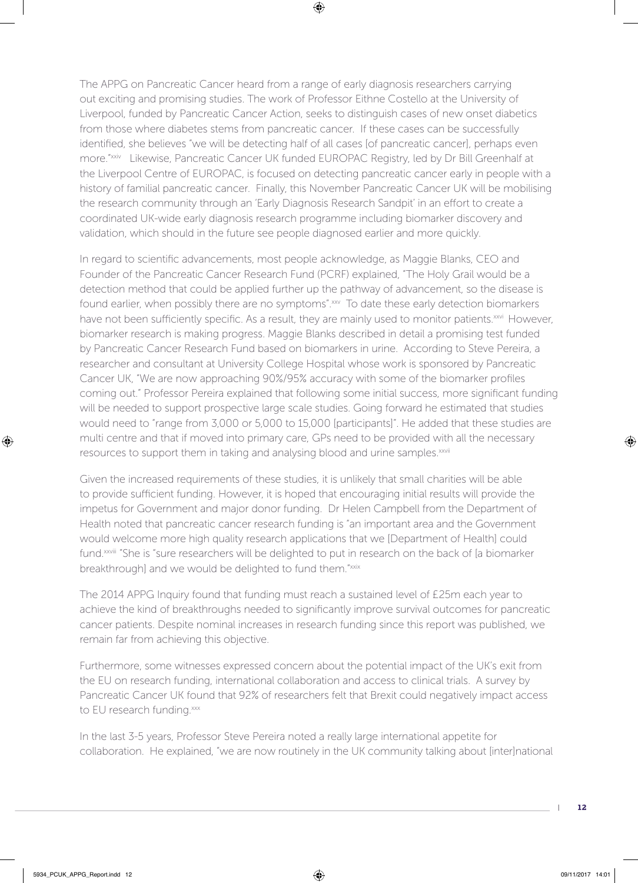The APPG on Pancreatic Cancer heard from a range of early diagnosis researchers carrying out exciting and promising studies. The work of Professor Eithne Costello at the University of Liverpool, funded by Pancreatic Cancer Action, seeks to distinguish cases of new onset diabetics from those where diabetes stems from pancreatic cancer. If these cases can be successfully identified, she believes "we will be detecting half of all cases [of pancreatic cancer], perhaps even more."[xxiv] Likewise, Pancreatic Cancer UK funded EUROPAC Registry, led by Dr Bill Greenhalf at the Liverpool Centre of EUROPAC, is focused on detecting pancreatic cancer early in people with a history of familial pancreatic cancer. Finally, this November Pancreatic Cancer UK will be mobilising the research community through an 'Early Diagnosis Research Sandpit' in an effort to create a coordinated UK-wide early diagnosis research programme including biomarker discovery and validation, which should in the future see people diagnosed earlier and more quickly.

In regard to scientific advancements, most people acknowledge, as Maggie Blanks, CEO and Founder of the Pancreatic Cancer Research Fund (PCRF) explained, "The Holy Grail would be a detection method that could be applied further up the pathway of advancement, so the disease is found earlier, when possibly there are no symptoms".[xxv] To date these early detection biomarkers have not been sufficiently specific. As a result, they are mainly used to monitor patients.[xxvi] However, biomarker research is making progress. Maggie Blanks described in detail a promising test funded by Pancreatic Cancer Research Fund based on biomarkers in urine. According to Steve Pereira, a researcher and consultant at University College Hospital whose work is sponsored by Pancreatic Cancer UK, "We are now approaching 90%/95% accuracy with some of the biomarker profiles coming out." Professor Pereira explained that following some initial success, more significant funding will be needed to support prospective large scale studies. Going forward he estimated that studies would need to "range from 3,000 or 5,000 to 15,000 [participants]". He added that these studies are multi centre and that if moved into primary care, GPs need to be provided with all the necessary resources to support them in taking and analysing blood and urine samples.[xxvii]

Given the increased requirements of these studies, it is unlikely that small charities will be able to provide sufficient funding. However, it is hoped that encouraging initial results will provide the impetus for Government and major donor funding. Dr Helen Campbell from the Department of Health noted that pancreatic cancer research funding is "an important area and the Government would welcome more high quality research applications that we [Department of Health] could fund.[xxviii] "She is "sure researchers will be delighted to put in research on the back of [a biomarker breakthrough] and we would be delighted to fund them."[xxix]

The 2014 APPG Inquiry found that funding must reach a sustained level of £25m each year to achieve the kind of breakthroughs needed to significantly improve survival outcomes for pancreatic cancer patients. Despite nominal increases in research funding since this report was published, we remain far from achieving this objective.

Furthermore, some witnesses expressed concern about the potential impact of the UK's exit from the EU on research funding, international collaboration and access to clinical trials. A survey by Pancreatic Cancer UK found that 92% of researchers felt that Brexit could negatively impact access to EU research funding.[xxx]

In the last 3-5 years, Professor Steve Pereira noted a really large international appetite for collaboration. He explained, "we are now routinely in the UK community talking about [inter]national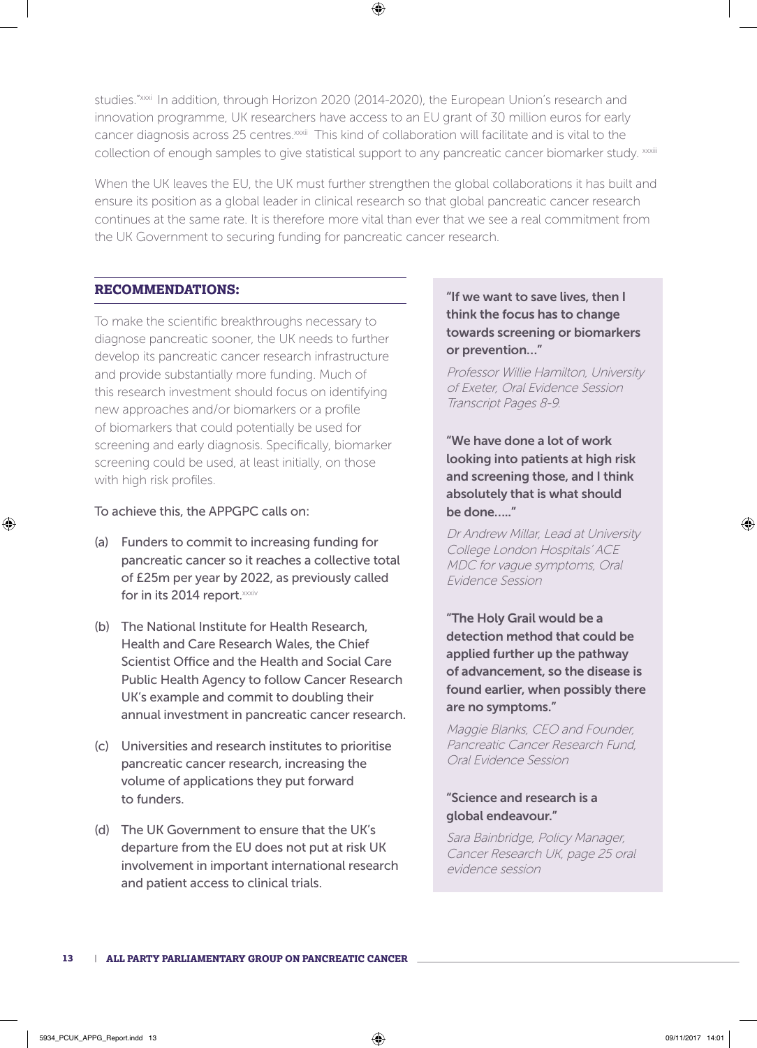studies."[xxxi] In addition, through Horizon 2020 (2014-2020), the European Union's research and innovation programme, UK researchers have access to an EU grant of 30 million euros for early cancer diagnosis across 25 centres.[xxxii] This kind of collaboration will facilitate and is vital to the collection of enough samples to give statistical support to any pancreatic cancer biomarker study.[xxxiii]

When the UK leaves the EU, the UK must further strengthen the global collaborations it has built and ensure its position as a global leader in clinical research so that global pancreatic cancer research continues at the same rate. It is therefore more vital than ever that we see a real commitment from the UK Government to securing funding for pancreatic cancer research.

## RECOMMENDATIONS:

To make the scientific breakthroughs necessary to diagnose pancreatic sooner, the UK needs to further develop its pancreatic cancer research infrastructure and provide substantially more funding. Much of this research investment should focus on identifying new approaches and/or biomarkers or a profile of biomarkers that could potentially be used for screening and early diagnosis. Specifically, biomarker screening could be used, at least initially, on those with high risk profiles.

To achieve this, the APPGPC calls on:

(a) Funders to commit to increasing funding for pancreatic cancer so it reaches a collective total of £25m per year by 2022, as previously called for in its 2014 report.[xxxiv]

(b) The National Institute for Health Research, Health and Care Research Wales, the Chief Scientist Office and the Health and Social Care Public Health Agency to follow Cancer Research UK's example and commit to doubling their annual investment in pancreatic cancer research.

(c) Universities and research institutes to prioritise pancreatic cancer research, increasing the volume of applications they put forward to funders.

(d) The UK Government to ensure that the UK's departure from the EU does not put at risk UK involvement in important international research and patient access to clinical trials.

**"If we want to save lives, then I think the focus has to change towards screening or biomarkers or prevention..."**

*Professor Willie Hamilton, University of Exeter, Oral Evidence Session Transcript Pages 8-9.*

**"We have done a lot of work looking into patients at high risk and screening those, and I think absolutely that is what should be done....."**

*Dr Andrew Millar, Lead at University College London Hospitals' ACE MDC for vague symptoms, Oral Evidence Session*

**"The Holy Grail would be a detection method that could be applied further up the pathway of advancement, so the disease is found earlier, when possibly there are no symptoms."**

*Maggie Blanks, CEO and Founder, Pancreatic Cancer Research Fund, Oral Evidence Session*

**"Science and research is a global endeavour."**

*Sara Bainbridge, Policy Manager, Cancer Research UK, page 25 oral evidence session*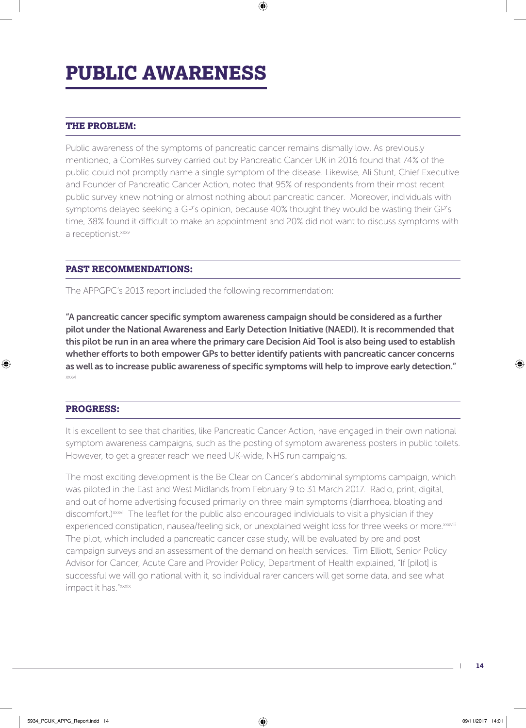# PUBLIC AWARENESS

## THE PROBLEM:

Public awareness of the symptoms of pancreatic cancer remains dismally low. As previously mentioned, a ComRes survey carried out by Pancreatic Cancer UK in 2016 found that 74% of the public could not promptly name a single symptom of the disease. Likewise, Ali Stunt, Chief Executive and Founder of Pancreatic Cancer Action, noted that 95% of respondents from their most recent public survey knew nothing or almost nothing about pancreatic cancer. Moreover, individuals with symptoms delayed seeking a GP's opinion, because 40% thought they would be wasting their GP's time, 38% found it difficult to make an appointment and 20% did not want to discuss symptoms with a receptionist.[xxxv]

## PAST RECOMMENDATIONS:

The APPGPC's 2013 report included the following recommendation:

**"A pancreatic cancer specific symptom awareness campaign should be considered as a further pilot under the National Awareness and Early Detection Initiative (NAEDI). It is recommended that this pilot be run in an area where the primary care Decision Aid Tool is also being used to establish whether efforts to both empower GPs to better identify patients with pancreatic cancer concerns as well as to increase public awareness of specific symptoms will help to improve early detection."**[xxxvi]

## PROGRESS:

It is excellent to see that charities, like Pancreatic Cancer Action, have engaged in their own national symptom awareness campaigns, such as the posting of symptom awareness posters in public toilets. However, to get a greater reach we need UK-wide, NHS run campaigns.

The most exciting development is the Be Clear on Cancer's abdominal symptoms campaign, which was piloted in the East and West Midlands from February 9 to 31 March 2017. Radio, print, digital, and out of home advertising focused primarily on three main symptoms (diarrhoea, bloating and discomfort.)[xxxvii] The leaflet for the public also encouraged individuals to visit a physician if they experienced constipation, nausea/feeling sick, or unexplained weight loss for three weeks or more.[xxxviii] The pilot, which included a pancreatic cancer case study, will be evaluated by pre and post campaign surveys and an assessment of the demand on health services. Tim Elliott, Senior Policy Advisor for Cancer, Acute Care and Provider Policy, Department of Health explained, "If [pilot] is successful we will go national with it, so individual rarer cancers will get some data, and see what impact it has."[xxxix]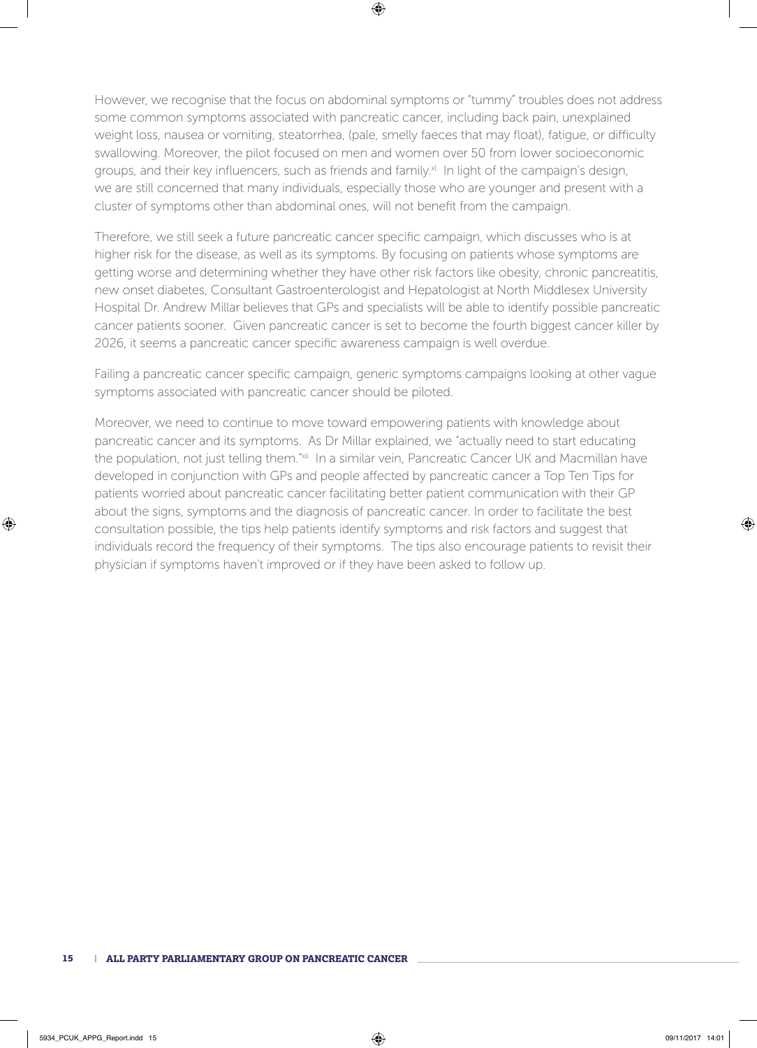However, we recognise that the focus on abdominal symptoms or "tummy" troubles does not address some common symptoms associated with pancreatic cancer, including back pain, unexplained weight loss, nausea or vomiting, steatorrhea, (pale, smelly faeces that may float), fatigue, or difficulty swallowing. Moreover, the pilot focused on men and women over 50 from lower socioeconomic groups, and their key influencers, such as friends and family.[xl] In light of the campaign's design, we are still concerned that many individuals, especially those who are younger and present with a cluster of symptoms other than abdominal ones, will not benefit from the campaign.

Therefore, we still seek a future pancreatic cancer specific campaign, which discusses who is at higher risk for the disease, as well as its symptoms. By focusing on patients whose symptoms are getting worse and determining whether they have other risk factors like obesity, chronic pancreatitis, new onset diabetes, Consultant Gastroenterologist and Hepatologist at North Middlesex University Hospital Dr. Andrew Millar believes that GPs and specialists will be able to identify possible pancreatic cancer patients sooner. Given pancreatic cancer is set to become the fourth biggest cancer killer by 2026, it seems a pancreatic cancer specific awareness campaign is well overdue.

Failing a pancreatic cancer specific campaign, generic symptoms campaigns looking at other vague symptoms associated with pancreatic cancer should be piloted.

Moreover, we need to continue to move toward empowering patients with knowledge about pancreatic cancer and its symptoms. As Dr Millar explained, we "actually need to start educating the population, not just telling them."[xli] In a similar vein, Pancreatic Cancer UK and Macmillan have developed in conjunction with GPs and people affected by pancreatic cancer a Top Ten Tips for patients worried about pancreatic cancer facilitating better patient communication with their GP about the signs, symptoms and the diagnosis of pancreatic cancer. In order to facilitate the best consultation possible, the tips help patients identify symptoms and risk factors and suggest that individuals record the frequency of their symptoms. The tips also encourage patients to revisit their physician if symptoms haven't improved or if they have been asked to follow up.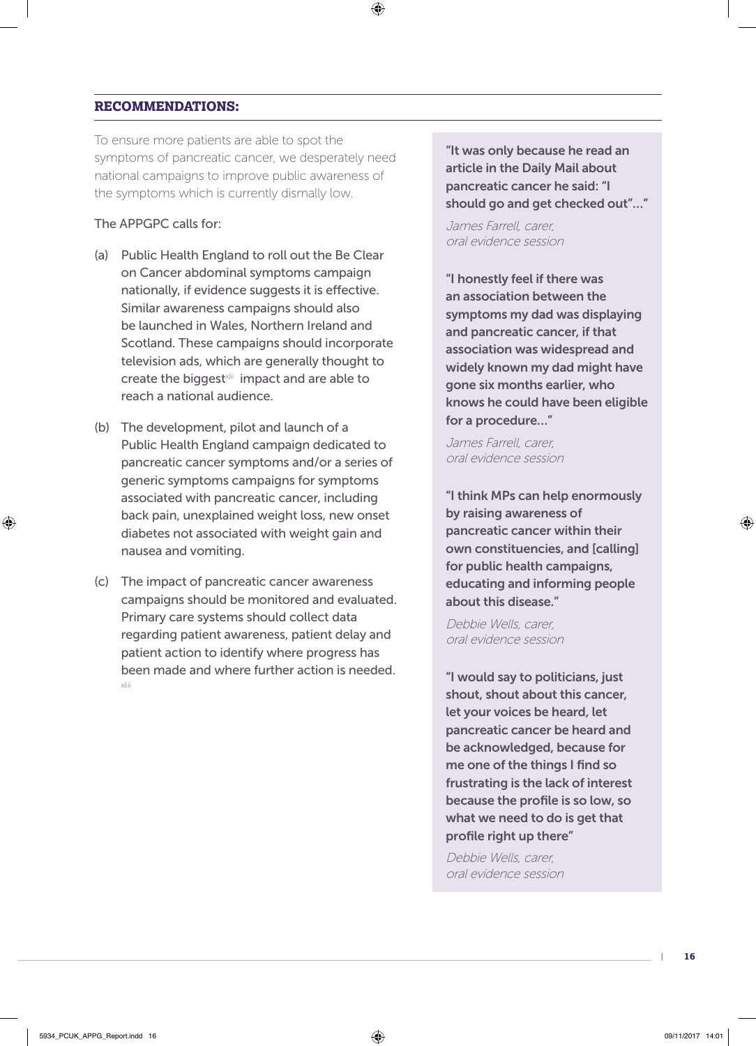## RECOMMENDATIONS:

To ensure more patients are able to spot the symptoms of pancreatic cancer, we desperately need national campaigns to improve public awareness of the symptoms which is currently dismally low.

The APPGPC calls for:

(a) Public Health England to roll out the Be Clear on Cancer abdominal symptoms campaign nationally, if evidence suggests it is effective. Similar awareness campaigns should also be launched in Wales, Northern Ireland and Scotland. These campaigns should incorporate television ads, which are generally thought to create the biggest[xlii] impact and are able to reach a national audience.

(b) The development, pilot and launch of a Public Health England campaign dedicated to pancreatic cancer symptoms and/or a series of generic symptoms campaigns for symptoms associated with pancreatic cancer, including back pain, unexplained weight loss, new onset diabetes not associated with weight gain and nausea and vomiting.

(c) The impact of pancreatic cancer awareness campaigns should be monitored and evaluated. Primary care systems should collect data regarding patient awareness, patient delay and patient action to identify where progress has been made and where further action is needed.[xliii]

**"It was only because he read an article in the Daily Mail about pancreatic cancer he said: "I should go and get checked out"..."**

*James Farrell, carer, oral evidence session*

**"I honestly feel if there was an association between the symptoms my dad was displaying and pancreatic cancer, if that association was widespread and widely known my dad might have gone six months earlier, who knows he could have been eligible for a procedure..."**

*James Farrell, carer, oral evidence session*

**"I think MPs can help enormously by raising awareness of pancreatic cancer within their own constituencies, and [calling] for public health campaigns, educating and informing people about this disease."**

*Debbie Wells, carer, oral evidence session*

**"I would say to politicians, just shout, shout about this cancer, let your voices be heard, let pancreatic cancer be heard and be acknowledged, because for me one of the things I find so frustrating is the lack of interest because the profile is so low, so what we need to do is get that profile right up there"**

*Debbie Wells, carer, oral evidence session*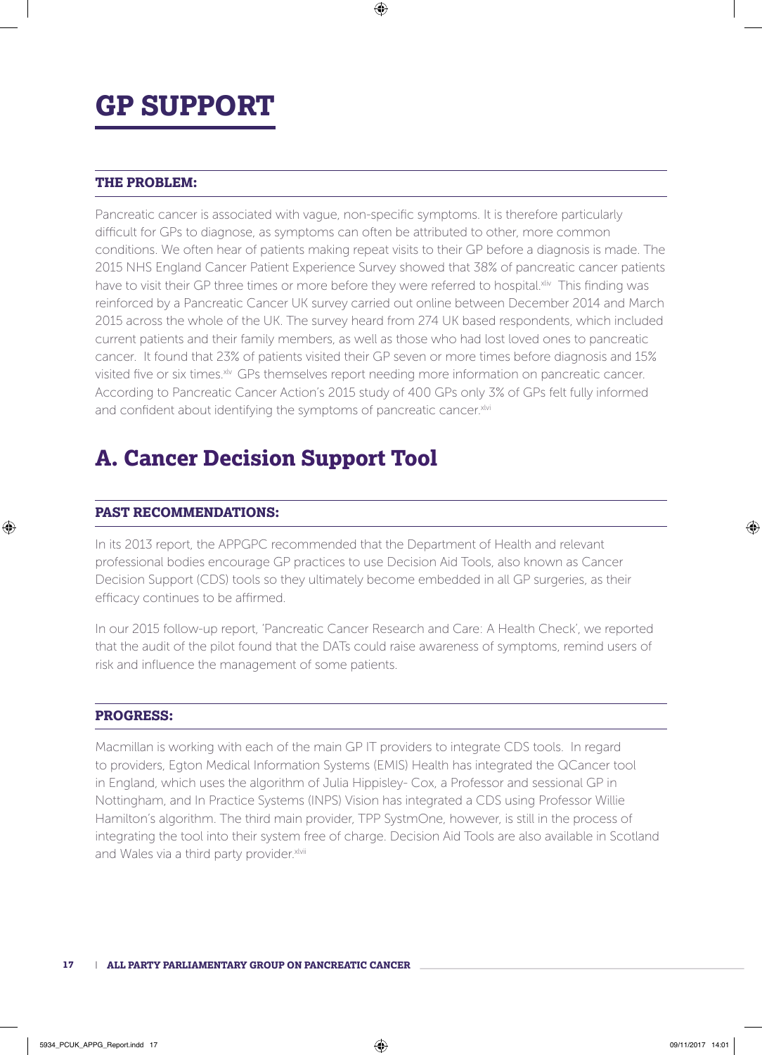# GP SUPPORT

### THE PROBLEM:

Pancreatic cancer is associated with vague, non-specific symptoms. It is therefore particularly difficult for GPs to diagnose, as symptoms can often be attributed to other, more common conditions. We often hear of patients making repeat visits to their GP before a diagnosis is made. The 2015 NHS England Cancer Patient Experience Survey showed that 38% of pancreatic cancer patients have to visit their GP three times or more before they were referred to hospital.[xliv] This finding was reinforced by a Pancreatic Cancer UK survey carried out online between December 2014 and March 2015 across the whole of the UK. The survey heard from 274 UK based respondents, which included current patients and their family members, as well as those who had lost loved ones to pancreatic cancer. It found that 23% of patients visited their GP seven or more times before diagnosis and 15% visited five or six times.[xlv] GPs themselves report needing more information on pancreatic cancer. According to Pancreatic Cancer Action's 2015 study of 400 GPs only 3% of GPs felt fully informed and confident about identifying the symptoms of pancreatic cancer.[xlvi]

## A. Cancer Decision Support Tool

### PAST RECOMMENDATIONS:

In its 2013 report, the APPGPC recommended that the Department of Health and relevant professional bodies encourage GP practices to use Decision Aid Tools, also known as Cancer Decision Support (CDS) tools so they ultimately become embedded in all GP surgeries, as their efficacy continues to be affirmed.

In our 2015 follow-up report, 'Pancreatic Cancer Research and Care: A Health Check', we reported that the audit of the pilot found that the DATs could raise awareness of symptoms, remind users of risk and influence the management of some patients.

### PROGRESS:

Macmillan is working with each of the main GP IT providers to integrate CDS tools. In regard to providers, Egton Medical Information Systems (EMIS) Health has integrated the QCancer tool in England, which uses the algorithm of Julia Hippisley- Cox, a Professor and sessional GP in Nottingham, and In Practice Systems (INPS) Vision has integrated a CDS using Professor Willie Hamilton's algorithm. The third main provider, TPP SystmOne, however, is still in the process of integrating the tool into their system free of charge. Decision Aid Tools are also available in Scotland and Wales via a third party provider.[xlvii]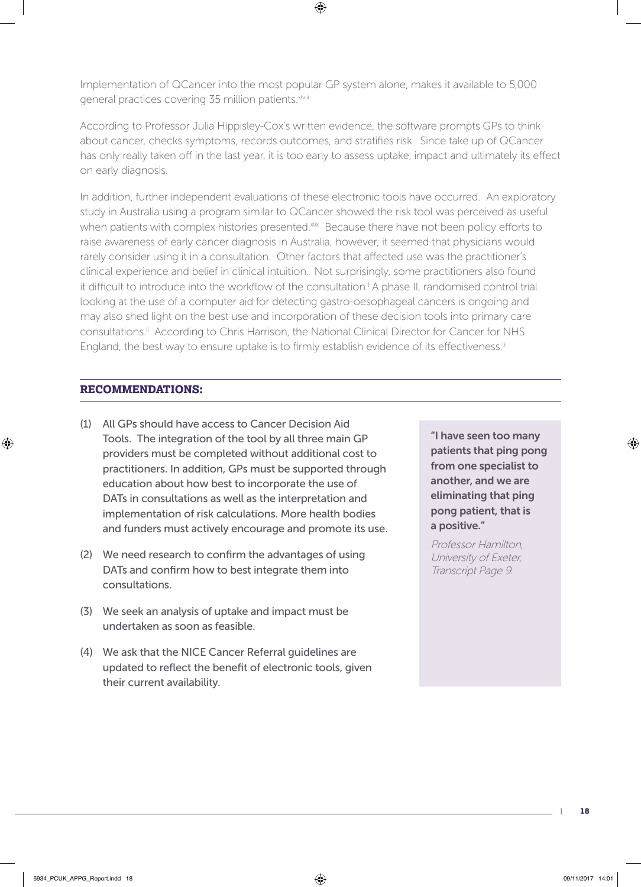Implementation of QCancer into the most popular GP system alone, makes it available to 5,000 general practices covering 35 million patients.[xlviii]

According to Professor Julia Hippisley-Cox's written evidence, the software prompts GPs to think about cancer, checks symptoms, records outcomes, and stratifies risk. Since take up of QCancer has only really taken off in the last year, it is too early to assess uptake, impact and ultimately its effect on early diagnosis.

In addition, further independent evaluations of these electronic tools have occurred. An exploratory study in Australia using a program similar to QCancer showed the risk tool was perceived as useful when patients with complex histories presented.[xlix] Because there have not been policy efforts to raise awareness of early cancer diagnosis in Australia, however, it seemed that physicians would rarely consider using it in a consultation. Other factors that affected use was the practitioner's clinical experience and belief in clinical intuition. Not surprisingly, some practitioners also found it difficult to introduce into the workflow of the consultation.[l] A phase II, randomised control trial looking at the use of a computer aid for detecting gastro-oesophageal cancers is ongoing and may also shed light on the best use and incorporation of these decision tools into primary care consultations.[li] According to Chris Harrison, the National Clinical Director for Cancer for NHS England, the best way to ensure uptake is to firmly establish evidence of its effectiveness.[lii]

## RECOMMENDATIONS:

(1) All GPs should have access to Cancer Decision Aid Tools. The integration of the tool by all three main GP providers must be completed without additional cost to practitioners. In addition, GPs must be supported through education about how best to incorporate the use of DATs in consultations as well as the interpretation and implementation of risk calculations. More health bodies and funders must actively encourage and promote its use.

(2) We need research to confirm the advantages of using DATs and confirm how to best integrate them into consultations.

(3) We seek an analysis of uptake and impact must be undertaken as soon as feasible.

(4) We ask that the NICE Cancer Referral guidelines are updated to reflect the benefit of electronic tools, given their current availability.

> **"I have seen too many patients that ping pong from one specialist to another, and we are eliminating that ping pong patient, that is a positive."**
>
> *Professor Hamilton, University of Exeter, Transcript Page 9.*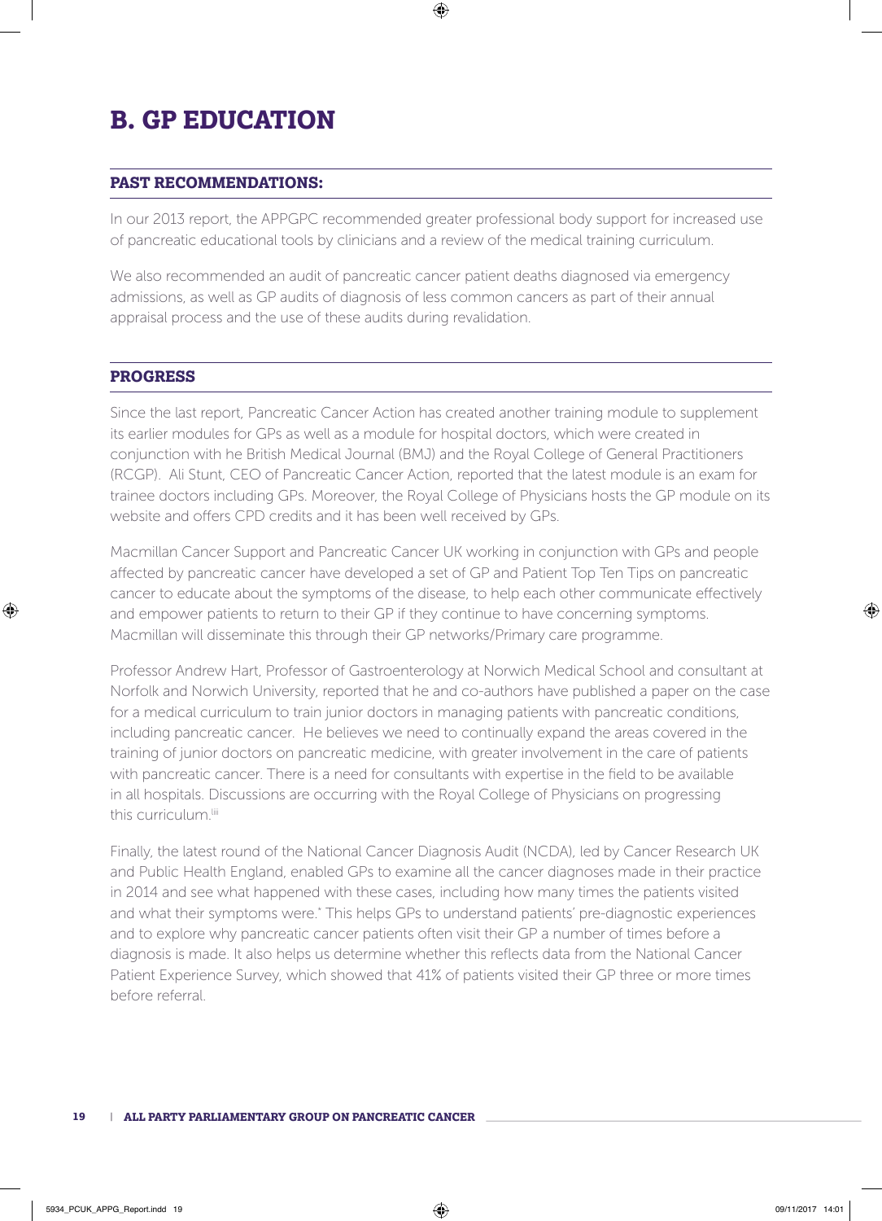# B. GP EDUCATION

## PAST RECOMMENDATIONS:

In our 2013 report, the APPGPC recommended greater professional body support for increased use of pancreatic educational tools by clinicians and a review of the medical training curriculum.

We also recommended an audit of pancreatic cancer patient deaths diagnosed via emergency admissions, as well as GP audits of diagnosis of less common cancers as part of their annual appraisal process and the use of these audits during revalidation.

## PROGRESS

Since the last report, Pancreatic Cancer Action has created another training module to supplement its earlier modules for GPs as well as a module for hospital doctors, which were created in conjunction with he British Medical Journal (BMJ) and the Royal College of General Practitioners (RCGP). Ali Stunt, CEO of Pancreatic Cancer Action, reported that the latest module is an exam for trainee doctors including GPs. Moreover, the Royal College of Physicians hosts the GP module on its website and offers CPD credits and it has been well received by GPs.

Macmillan Cancer Support and Pancreatic Cancer UK working in conjunction with GPs and people affected by pancreatic cancer have developed a set of GP and Patient Top Ten Tips on pancreatic cancer to educate about the symptoms of the disease, to help each other communicate effectively and empower patients to return to their GP if they continue to have concerning symptoms. Macmillan will disseminate this through their GP networks/Primary care programme.

Professor Andrew Hart, Professor of Gastroenterology at Norwich Medical School and consultant at Norfolk and Norwich University, reported that he and co-authors have published a paper on the case for a medical curriculum to train junior doctors in managing patients with pancreatic conditions, including pancreatic cancer. He believes we need to continually expand the areas covered in the training of junior doctors on pancreatic medicine, with greater involvement in the care of patients with pancreatic cancer. There is a need for consultants with expertise in the field to be available in all hospitals. Discussions are occurring with the Royal College of Physicians on progressing this curriculum.[liii]

Finally, the latest round of the National Cancer Diagnosis Audit (NCDA), led by Cancer Research UK and Public Health England, enabled GPs to examine all the cancer diagnoses made in their practice in 2014 and see what happened with these cases, including how many times the patients visited and what their symptoms were.[*] This helps GPs to understand patients' pre-diagnostic experiences and to explore why pancreatic cancer patients often visit their GP a number of times before a diagnosis is made. It also helps us determine whether this reflects data from the National Cancer Patient Experience Survey, which showed that 41% of patients visited their GP three or more times before referral.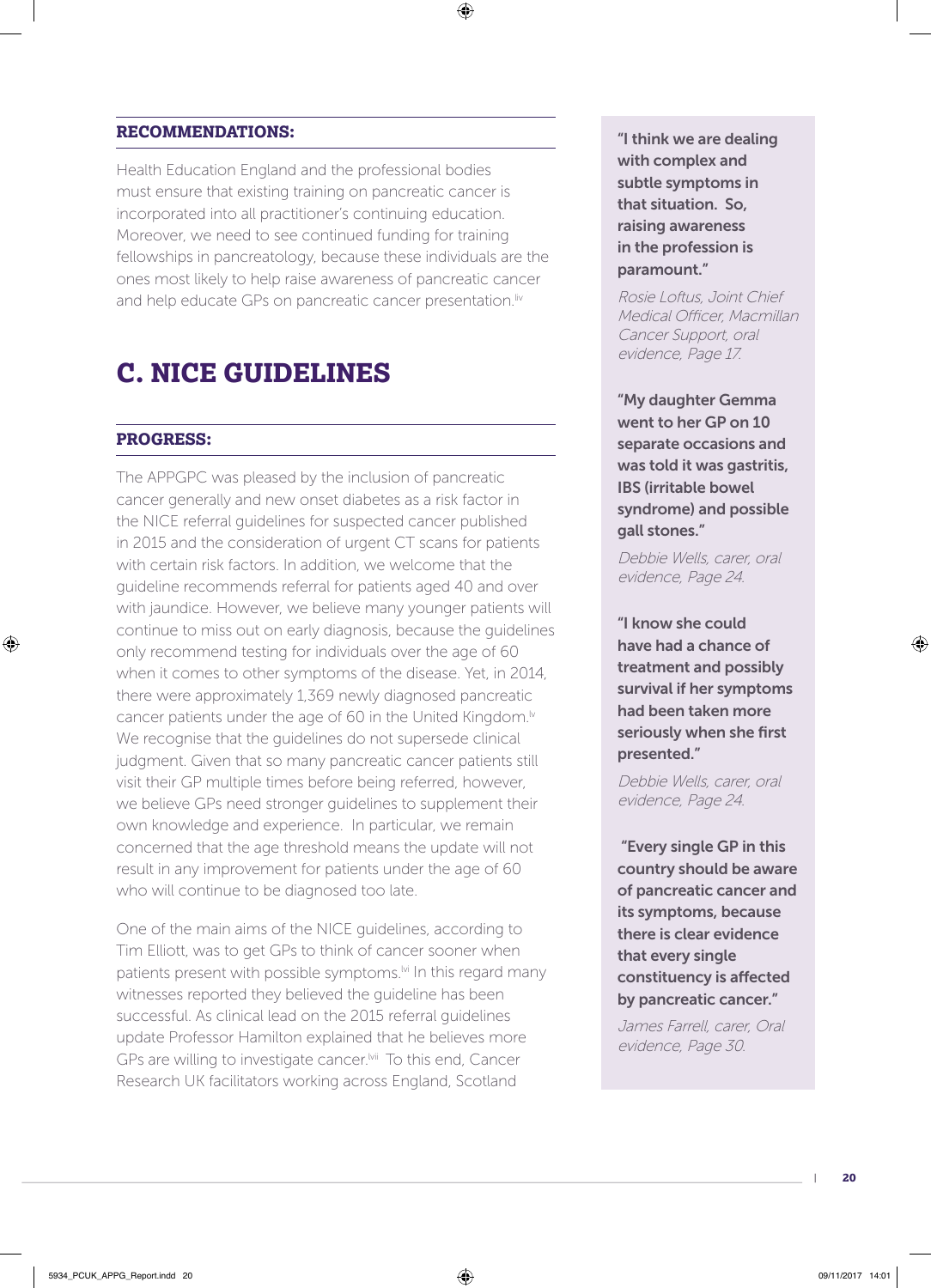### RECOMMENDATIONS:

Health Education England and the professional bodies must ensure that existing training on pancreatic cancer is incorporated into all practitioner's continuing education. Moreover, we need to see continued funding for training fellowships in pancreatology, because these individuals are the ones most likely to help raise awareness of pancreatic cancer and help educate GPs on pancreatic cancer presentation.[liv]

## C. NICE GUIDELINES

### PROGRESS:

The APPGPC was pleased by the inclusion of pancreatic cancer generally and new onset diabetes as a risk factor in the NICE referral guidelines for suspected cancer published in 2015 and the consideration of urgent CT scans for patients with certain risk factors. In addition, we welcome that the guideline recommends referral for patients aged 40 and over with jaundice. However, we believe many younger patients will continue to miss out on early diagnosis, because the guidelines only recommend testing for individuals over the age of 60 when it comes to other symptoms of the disease. Yet, in 2014, there were approximately 1,369 newly diagnosed pancreatic cancer patients under the age of 60 in the United Kingdom.[lv] We recognise that the guidelines do not supersede clinical judgment. Given that so many pancreatic cancer patients still visit their GP multiple times before being referred, however, we believe GPs need stronger guidelines to supplement their own knowledge and experience. In particular, we remain concerned that the age threshold means the update will not result in any improvement for patients under the age of 60 who will continue to be diagnosed too late.

One of the main aims of the NICE guidelines, according to Tim Elliott, was to get GPs to think of cancer sooner when patients present with possible symptoms.[lvi] In this regard many witnesses reported they believed the guideline has been successful. As clinical lead on the 2015 referral guidelines update Professor Hamilton explained that he believes more GPs are willing to investigate cancer.[lvii] To this end, Cancer Research UK facilitators working across England, Scotland

**"I think we are dealing with complex and subtle symptoms in that situation. So, raising awareness in the profession is paramount."**

*Rosie Loftus, Joint Chief Medical Officer, Macmillan Cancer Support, oral evidence, Page 17.*

**"My daughter Gemma went to her GP on 10 separate occasions and was told it was gastritis, IBS (irritable bowel syndrome) and possible gall stones."**

*Debbie Wells, carer, oral evidence, Page 24.*

**"I know she could have had a chance of treatment and possibly survival if her symptoms had been taken more seriously when she first presented."**

*Debbie Wells, carer, oral evidence, Page 24.*

**"Every single GP in this country should be aware of pancreatic cancer and its symptoms, because there is clear evidence that every single constituency is affected by pancreatic cancer."**

*James Farrell, carer, Oral evidence, Page 30.*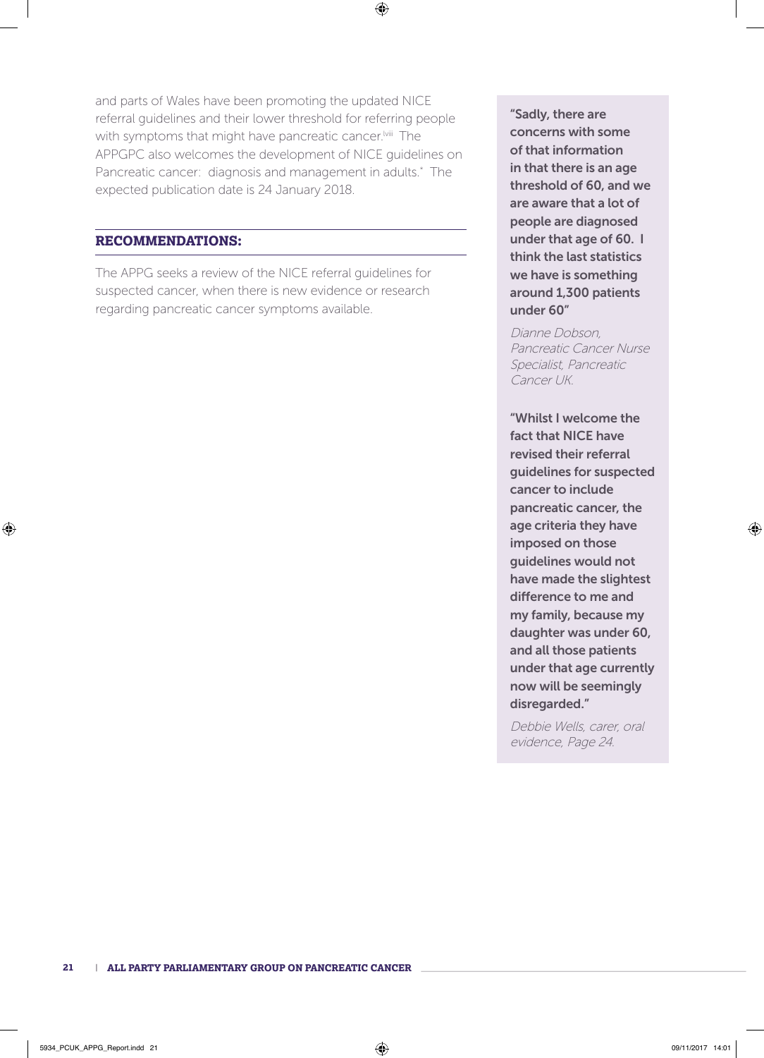and parts of Wales have been promoting the updated NICE referral guidelines and their lower threshold for referring people with symptoms that might have pancreatic cancer.[lviii] The APPGPC also welcomes the development of NICE guidelines on Pancreatic cancer: diagnosis and management in adults.[*] The expected publication date is 24 January 2018.

## RECOMMENDATIONS:

The APPG seeks a review of the NICE referral guidelines for suspected cancer, when there is new evidence or research regarding pancreatic cancer symptoms available.

> **"Sadly, there are concerns with some of that information in that there is an age threshold of 60, and we are aware that a lot of people are diagnosed under that age of 60. I think the last statistics we have is something around 1,300 patients under 60"**
>
> *Dianne Dobson, Pancreatic Cancer Nurse Specialist, Pancreatic Cancer UK.*

> **"Whilst I welcome the fact that NICE have revised their referral guidelines for suspected cancer to include pancreatic cancer, the age criteria they have imposed on those guidelines would not have made the slightest difference to me and my family, because my daughter was under 60, and all those patients under that age currently now will be seemingly disregarded."**
>
> *Debbie Wells, carer, oral evidence, Page 24.*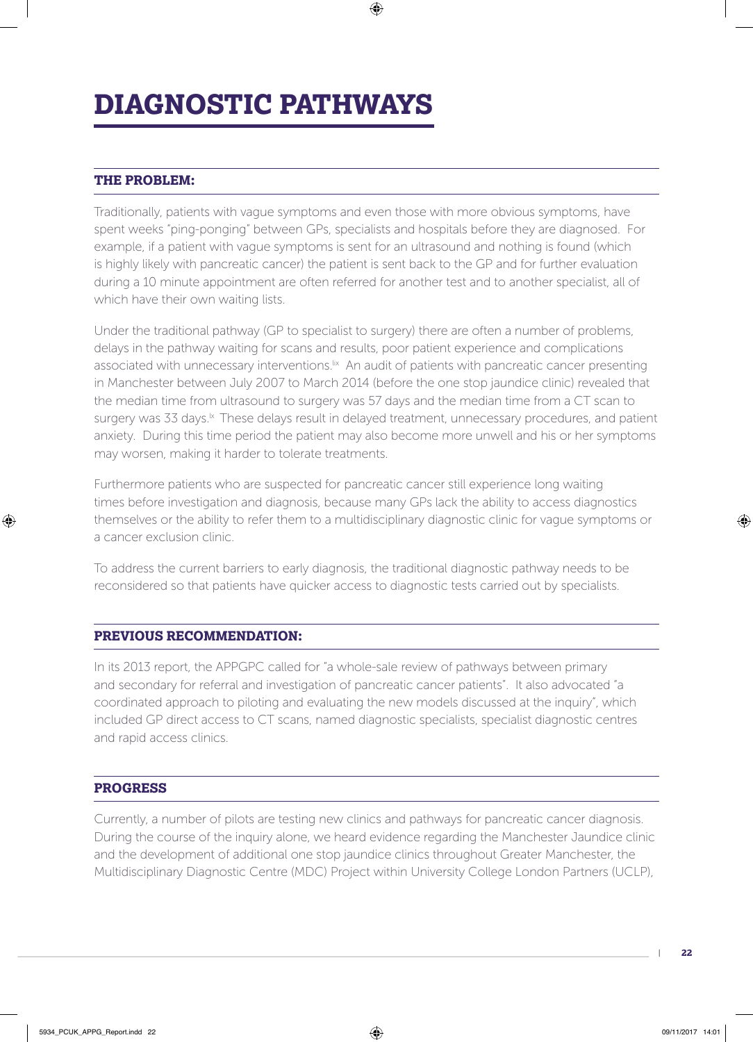# DIAGNOSTIC PATHWAYS

## THE PROBLEM:

Traditionally, patients with vague symptoms and even those with more obvious symptoms, have spent weeks "ping-ponging" between GPs, specialists and hospitals before they are diagnosed. For example, if a patient with vague symptoms is sent for an ultrasound and nothing is found (which is highly likely with pancreatic cancer) the patient is sent back to the GP and for further evaluation during a 10 minute appointment are often referred for another test and to another specialist, all of which have their own waiting lists.

Under the traditional pathway (GP to specialist to surgery) there are often a number of problems, delays in the pathway waiting for scans and results, poor patient experience and complications associated with unnecessary interventions.[lix] An audit of patients with pancreatic cancer presenting in Manchester between July 2007 to March 2014 (before the one stop jaundice clinic) revealed that the median time from ultrasound to surgery was 57 days and the median time from a CT scan to surgery was 33 days.[lx] These delays result in delayed treatment, unnecessary procedures, and patient anxiety. During this time period the patient may also become more unwell and his or her symptoms may worsen, making it harder to tolerate treatments.

Furthermore patients who are suspected for pancreatic cancer still experience long waiting times before investigation and diagnosis, because many GPs lack the ability to access diagnostics themselves or the ability to refer them to a multidisciplinary diagnostic clinic for vague symptoms or a cancer exclusion clinic.

To address the current barriers to early diagnosis, the traditional diagnostic pathway needs to be reconsidered so that patients have quicker access to diagnostic tests carried out by specialists.

## PREVIOUS RECOMMENDATION:

In its 2013 report, the APPGPC called for "a whole-sale review of pathways between primary and secondary for referral and investigation of pancreatic cancer patients". It also advocated "a coordinated approach to piloting and evaluating the new models discussed at the inquiry", which included GP direct access to CT scans, named diagnostic specialists, specialist diagnostic centres and rapid access clinics.

## PROGRESS

Currently, a number of pilots are testing new clinics and pathways for pancreatic cancer diagnosis. During the course of the inquiry alone, we heard evidence regarding the Manchester Jaundice clinic and the development of additional one stop jaundice clinics throughout Greater Manchester, the Multidisciplinary Diagnostic Centre (MDC) Project within University College London Partners (UCLP),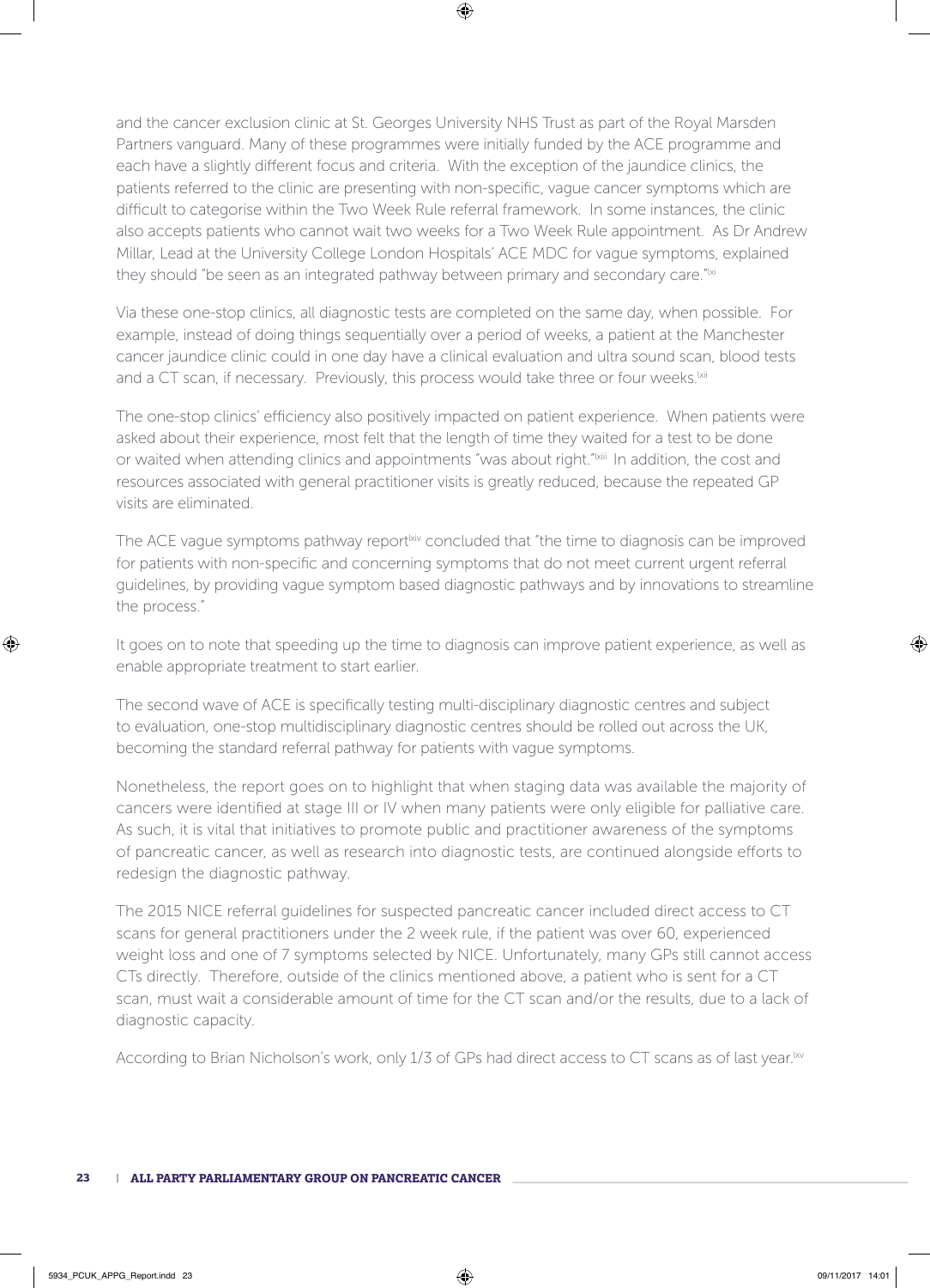and the cancer exclusion clinic at St. Georges University NHS Trust as part of the Royal Marsden Partners vanguard. Many of these programmes were initially funded by the ACE programme and each have a slightly different focus and criteria. With the exception of the jaundice clinics, the patients referred to the clinic are presenting with non-specific, vague cancer symptoms which are difficult to categorise within the Two Week Rule referral framework. In some instances, the clinic also accepts patients who cannot wait two weeks for a Two Week Rule appointment. As Dr Andrew Millar, Lead at the University College London Hospitals' ACE MDC for vague symptoms, explained they should "be seen as an integrated pathway between primary and secondary care."[lxi]

Via these one-stop clinics, all diagnostic tests are completed on the same day, when possible. For example, instead of doing things sequentially over a period of weeks, a patient at the Manchester cancer jaundice clinic could in one day have a clinical evaluation and ultra sound scan, blood tests and a CT scan, if necessary. Previously, this process would take three or four weeks.[lxii]

The one-stop clinics' efficiency also positively impacted on patient experience. When patients were asked about their experience, most felt that the length of time they waited for a test to be done or waited when attending clinics and appointments "was about right."[lxiii] In addition, the cost and resources associated with general practitioner visits is greatly reduced, because the repeated GP visits are eliminated.

The ACE vague symptoms pathway report[lxiv] concluded that "the time to diagnosis can be improved for patients with non-specific and concerning symptoms that do not meet current urgent referral guidelines, by providing vague symptom based diagnostic pathways and by innovations to streamline the process."

It goes on to note that speeding up the time to diagnosis can improve patient experience, as well as enable appropriate treatment to start earlier.

The second wave of ACE is specifically testing multi-disciplinary diagnostic centres and subject to evaluation, one-stop multidisciplinary diagnostic centres should be rolled out across the UK, becoming the standard referral pathway for patients with vague symptoms.

Nonetheless, the report goes on to highlight that when staging data was available the majority of cancers were identified at stage III or IV when many patients were only eligible for palliative care. As such, it is vital that initiatives to promote public and practitioner awareness of the symptoms of pancreatic cancer, as well as research into diagnostic tests, are continued alongside efforts to redesign the diagnostic pathway.

The 2015 NICE referral guidelines for suspected pancreatic cancer included direct access to CT scans for general practitioners under the 2 week rule, if the patient was over 60, experienced weight loss and one of 7 symptoms selected by NICE. Unfortunately, many GPs still cannot access CTs directly. Therefore, outside of the clinics mentioned above, a patient who is sent for a CT scan, must wait a considerable amount of time for the CT scan and/or the results, due to a lack of diagnostic capacity.

According to Brian Nicholson's work, only 1/3 of GPs had direct access to CT scans as of last year.[lxv]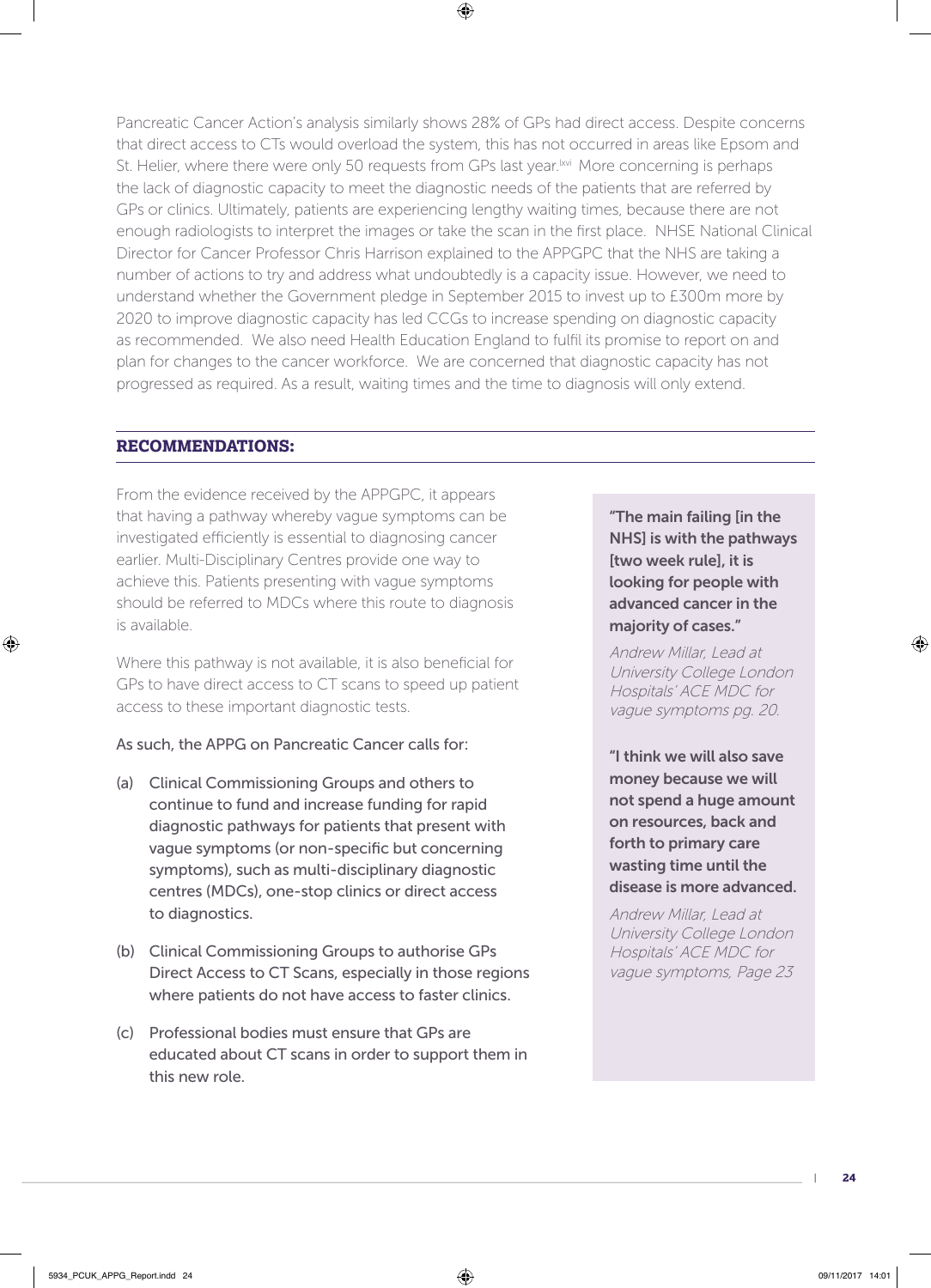Pancreatic Cancer Action's analysis similarly shows 28% of GPs had direct access. Despite concerns that direct access to CTs would overload the system, this has not occurred in areas like Epsom and St. Helier, where there were only 50 requests from GPs last year.[lxvi] More concerning is perhaps the lack of diagnostic capacity to meet the diagnostic needs of the patients that are referred by GPs or clinics. Ultimately, patients are experiencing lengthy waiting times, because there are not enough radiologists to interpret the images or take the scan in the first place. NHSE National Clinical Director for Cancer Professor Chris Harrison explained to the APPGPC that the NHS are taking a number of actions to try and address what undoubtedly is a capacity issue. However, we need to understand whether the Government pledge in September 2015 to invest up to £300m more by 2020 to improve diagnostic capacity has led CCGs to increase spending on diagnostic capacity as recommended. We also need Health Education England to fulfil its promise to report on and plan for changes to the cancer workforce. We are concerned that diagnostic capacity has not progressed as required. As a result, waiting times and the time to diagnosis will only extend.

## RECOMMENDATIONS:

From the evidence received by the APPGPC, it appears that having a pathway whereby vague symptoms can be investigated efficiently is essential to diagnosing cancer earlier. Multi-Disciplinary Centres provide one way to achieve this. Patients presenting with vague symptoms should be referred to MDCs where this route to diagnosis is available.

Where this pathway is not available, it is also beneficial for GPs to have direct access to CT scans to speed up patient access to these important diagnostic tests.

As such, the APPG on Pancreatic Cancer calls for:

(a) Clinical Commissioning Groups and others to continue to fund and increase funding for rapid diagnostic pathways for patients that present with vague symptoms (or non-specific but concerning symptoms), such as multi-disciplinary diagnostic centres (MDCs), one-stop clinics or direct access to diagnostics.

(b) Clinical Commissioning Groups to authorise GPs Direct Access to CT Scans, especially in those regions where patients do not have access to faster clinics.

(c) Professional bodies must ensure that GPs are educated about CT scans in order to support them in this new role.

**"The main failing [in the NHS] is with the pathways [two week rule], it is looking for people with advanced cancer in the majority of cases."**

*Andrew Millar, Lead at University College London Hospitals' ACE MDC for vague symptoms pg. 20.*

**"I think we will also save money because we will not spend a huge amount on resources, back and forth to primary care wasting time until the disease is more advanced.**

*Andrew Millar, Lead at University College London Hospitals' ACE MDC for vague symptoms, Page 23*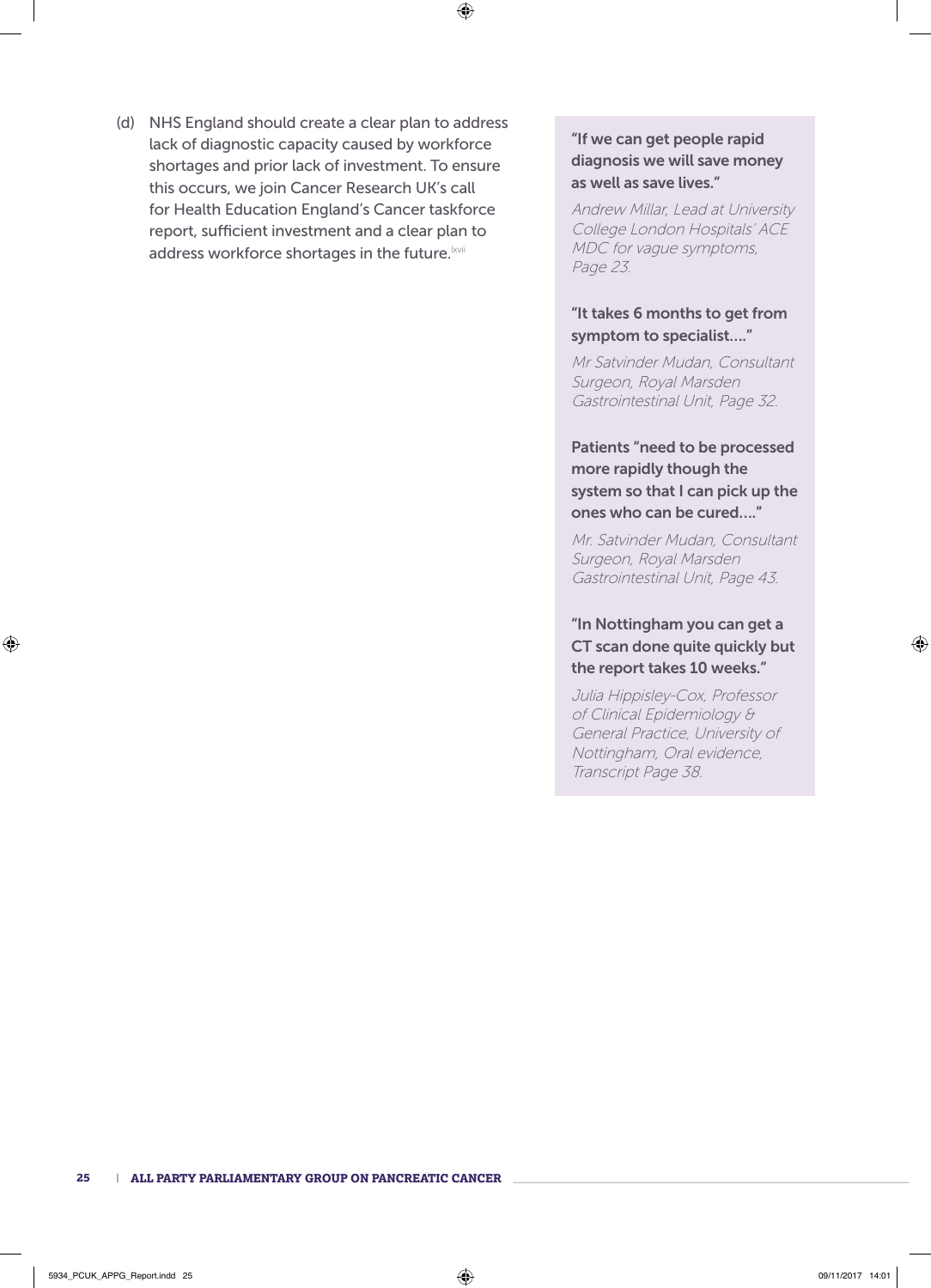(d) NHS England should create a clear plan to address lack of diagnostic capacity caused by workforce shortages and prior lack of investment. To ensure this occurs, we join Cancer Research UK's call for Health Education England's Cancer taskforce report, sufficient investment and a clear plan to address workforce shortages in the future.[lxvii]

**"If we can get people rapid diagnosis we will save money as well as save lives."**

*Andrew Millar, Lead at University College London Hospitals' ACE MDC for vague symptoms, Page 23.*

**"It takes 6 months to get from symptom to specialist…."**

*Mr Satvinder Mudan, Consultant Surgeon, Royal Marsden Gastrointestinal Unit, Page 32.*

**Patients "need to be processed more rapidly though the system so that I can pick up the ones who can be cured…."**

*Mr. Satvinder Mudan, Consultant Surgeon, Royal Marsden Gastrointestinal Unit, Page 43.*

**"In Nottingham you can get a CT scan done quite quickly but the report takes 10 weeks."**

*Julia Hippisley-Cox, Professor of Clinical Epidemiology & General Practice, University of Nottingham, Oral evidence, Transcript Page 38.*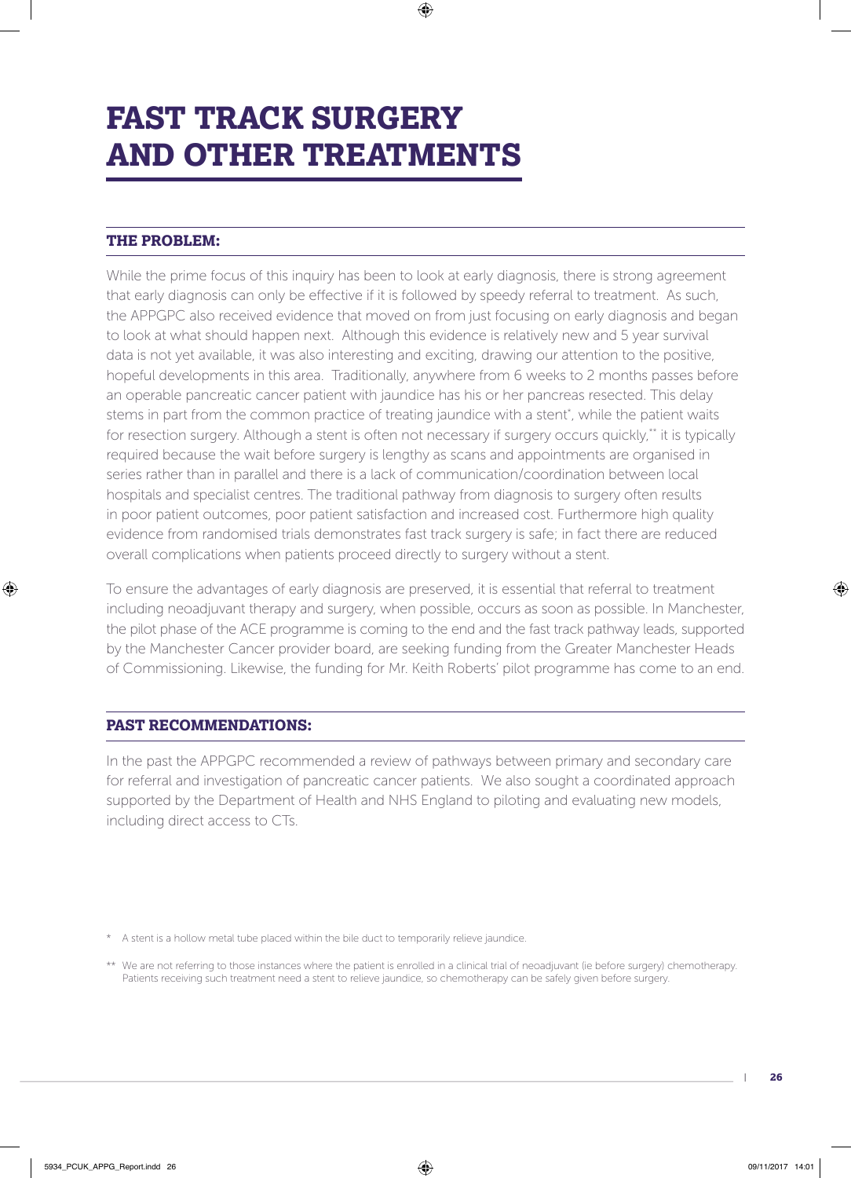# FAST TRACK SURGERY AND OTHER TREATMENTS

## THE PROBLEM:

While the prime focus of this inquiry has been to look at early diagnosis, there is strong agreement that early diagnosis can only be effective if it is followed by speedy referral to treatment. As such, the APPGPC also received evidence that moved on from just focusing on early diagnosis and began to look at what should happen next. Although this evidence is relatively new and 5 year survival data is not yet available, it was also interesting and exciting, drawing our attention to the positive, hopeful developments in this area. Traditionally, anywhere from 6 weeks to 2 months passes before an operable pancreatic cancer patient with jaundice has his or her pancreas resected. This delay stems in part from the common practice of treating jaundice with a stent*, while the patient waits for resection surgery. Although a stent is often not necessary if surgery occurs quickly,** it is typically required because the wait before surgery is lengthy as scans and appointments are organised in series rather than in parallel and there is a lack of communication/coordination between local hospitals and specialist centres. The traditional pathway from diagnosis to surgery often results in poor patient outcomes, poor patient satisfaction and increased cost. Furthermore high quality evidence from randomised trials demonstrates fast track surgery is safe; in fact there are reduced overall complications when patients proceed directly to surgery without a stent.

To ensure the advantages of early diagnosis are preserved, it is essential that referral to treatment including neoadjuvant therapy and surgery, when possible, occurs as soon as possible. In Manchester, the pilot phase of the ACE programme is coming to the end and the fast track pathway leads, supported by the Manchester Cancer provider board, are seeking funding from the Greater Manchester Heads of Commissioning. Likewise, the funding for Mr. Keith Roberts' pilot programme has come to an end.

## PAST RECOMMENDATIONS:

In the past the APPGPC recommended a review of pathways between primary and secondary care for referral and investigation of pancreatic cancer patients. We also sought a coordinated approach supported by the Department of Health and NHS England to piloting and evaluating new models, including direct access to CTs.

* A stent is a hollow metal tube placed within the bile duct to temporarily relieve jaundice.

** We are not referring to those instances where the patient is enrolled in a clinical trial of neoadjuvant (ie before surgery) chemotherapy. Patients receiving such treatment need a stent to relieve jaundice, so chemotherapy can be safely given before surgery.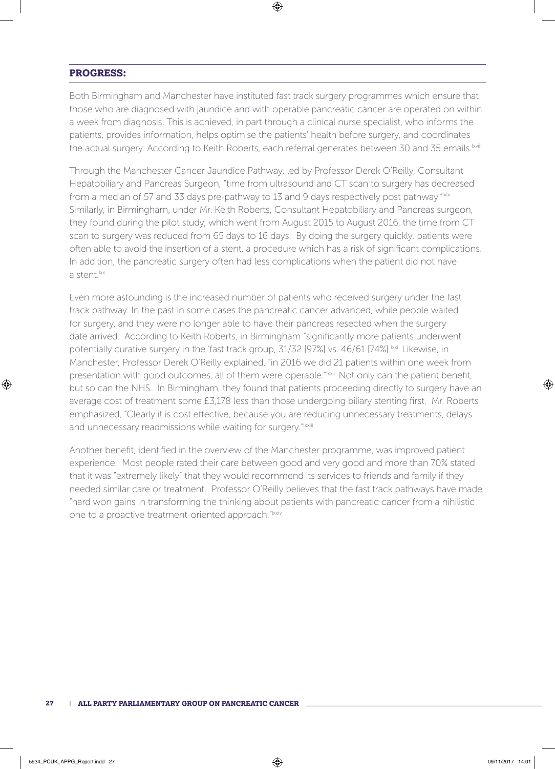## PROGRESS:

Both Birmingham and Manchester have instituted fast track surgery programmes which ensure that those who are diagnosed with jaundice and with operable pancreatic cancer are operated on within a week from diagnosis. This is achieved, in part through a clinical nurse specialist, who informs the patients, provides information, helps optimise the patients' health before surgery, and coordinates the actual surgery. According to Keith Roberts, each referral generates between 30 and 35 emails.[lxviii]

Through the Manchester Cancer Jaundice Pathway, led by Professor Derek O'Reilly, Consultant Hepatobiliary and Pancreas Surgeon, "time from ultrasound and CT scan to surgery has decreased from a median of 57 and 33 days pre-pathway to 13 and 9 days respectively post pathway."[lxix] Similarly, in Birmingham, under Mr. Keith Roberts, Consultant Hepatobiliary and Pancreas surgeon, they found during the pilot study, which went from August 2015 to August 2016, the time from CT scan to surgery was reduced from 65 days to 16 days. By doing the surgery quickly, patients were often able to avoid the insertion of a stent, a procedure which has a risk of significant complications. In addition, the pancreatic surgery often had less complications when the patient did not have a stent.[lxx]

Even more astounding is the increased number of patients who received surgery under the fast track pathway. In the past in some cases the pancreatic cancer advanced, while people waited for surgery, and they were no longer able to have their pancreas resected when the surgery date arrived. According to Keith Roberts, in Birmingham "significantly more patients underwent potentially curative surgery in the 'fast track group, 31/32 [97%] vs. 46/61 [74%].[lxxi] Likewise, in Manchester, Professor Derek O'Reilly explained, "in 2016 we did 21 patients within one week from presentation with good outcomes, all of them were operable."[lxxii] Not only can the patient benefit, but so can the NHS. In Birmingham, they found that patients proceeding directly to surgery have an average cost of treatment some £3,178 less than those undergoing biliary stenting first. Mr. Roberts emphasized, "Clearly it is cost effective, because you are reducing unnecessary treatments, delays and unnecessary readmissions while waiting for surgery."[lxxiii]

Another benefit, identified in the overview of the Manchester programme, was improved patient experience. Most people rated their care between good and very good and more than 70% stated that it was "extremely likely" that they would recommend its services to friends and family if they needed similar care or treatment. Professor O'Reilly believes that the fast track pathways have made "hard won gains in transforming the thinking about patients with pancreatic cancer from a nihilistic one to a proactive treatment-oriented approach."[lxxiv]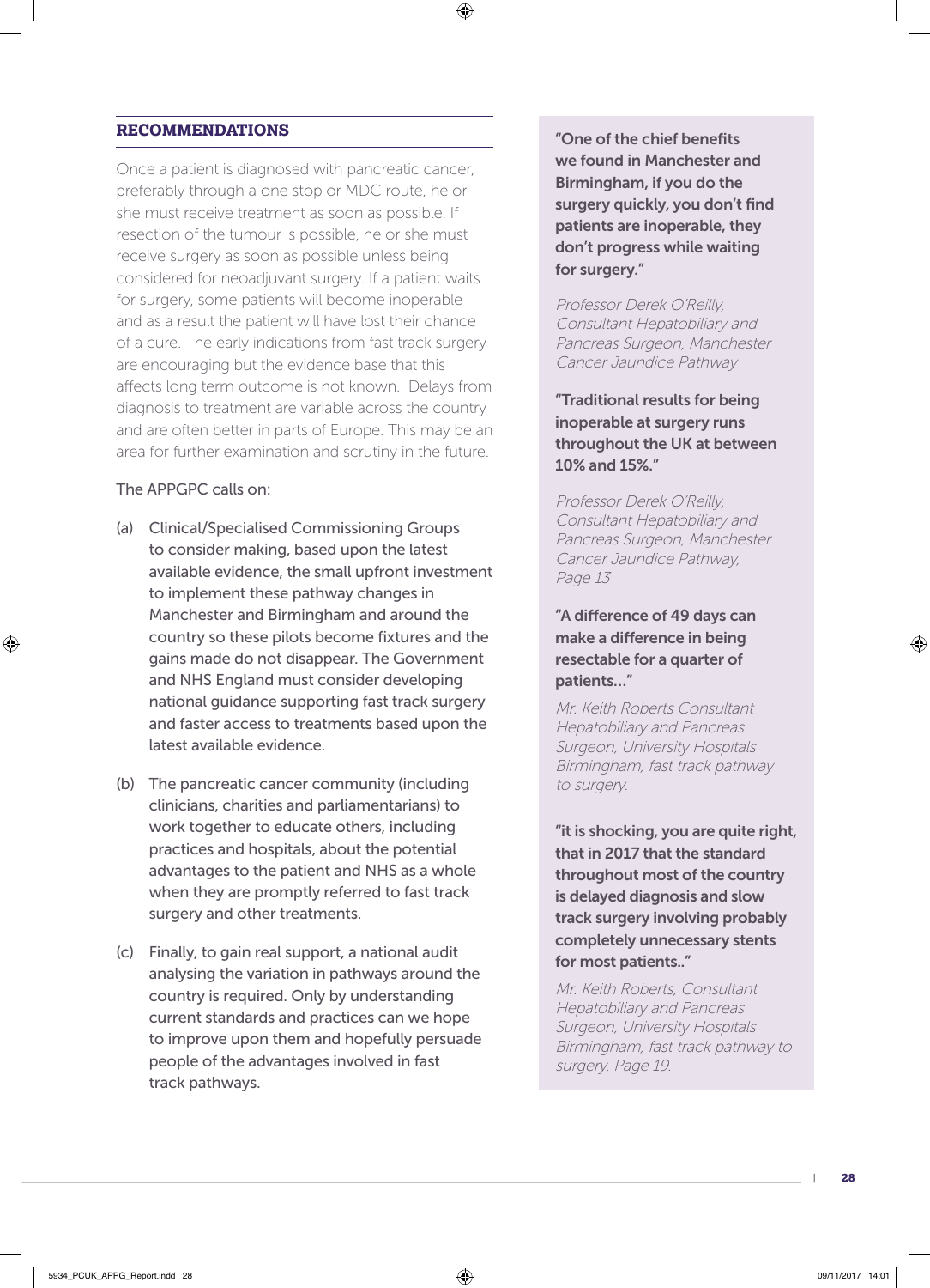## RECOMMENDATIONS

Once a patient is diagnosed with pancreatic cancer, preferably through a one stop or MDC route, he or she must receive treatment as soon as possible. If resection of the tumour is possible, he or she must receive surgery as soon as possible unless being considered for neoadjuvant surgery. If a patient waits for surgery, some patients will become inoperable and as a result the patient will have lost their chance of a cure. The early indications from fast track surgery are encouraging but the evidence base that this affects long term outcome is not known. Delays from diagnosis to treatment are variable across the country and are often better in parts of Europe. This may be an area for further examination and scrutiny in the future.

The APPGPC calls on:

(a) Clinical/Specialised Commissioning Groups to consider making, based upon the latest available evidence, the small upfront investment to implement these pathway changes in Manchester and Birmingham and around the country so these pilots become fixtures and the gains made do not disappear. The Government and NHS England must consider developing national guidance supporting fast track surgery and faster access to treatments based upon the latest available evidence.

(b) The pancreatic cancer community (including clinicians, charities and parliamentarians) to work together to educate others, including practices and hospitals, about the potential advantages to the patient and NHS as a whole when they are promptly referred to fast track surgery and other treatments.

(c) Finally, to gain real support, a national audit analysing the variation in pathways around the country is required. Only by understanding current standards and practices can we hope to improve upon them and hopefully persuade people of the advantages involved in fast track pathways.

**"One of the chief benefits we found in Manchester and Birmingham, if you do the surgery quickly, you don't find patients are inoperable, they don't progress while waiting for surgery."**

*Professor Derek O'Reilly, Consultant Hepatobiliary and Pancreas Surgeon, Manchester Cancer Jaundice Pathway*

**"Traditional results for being inoperable at surgery runs throughout the UK at between 10% and 15%."**

*Professor Derek O'Reilly, Consultant Hepatobiliary and Pancreas Surgeon, Manchester Cancer Jaundice Pathway, Page 13*

**"A difference of 49 days can make a difference in being resectable for a quarter of patients…"**

*Mr. Keith Roberts Consultant Hepatobiliary and Pancreas Surgeon, University Hospitals Birmingham, fast track pathway to surgery.*

**"it is shocking, you are quite right, that in 2017 that the standard throughout most of the country is delayed diagnosis and slow track surgery involving probably completely unnecessary stents for most patients.."**

*Mr. Keith Roberts, Consultant Hepatobiliary and Pancreas Surgeon, University Hospitals Birmingham, fast track pathway to surgery, Page 19.*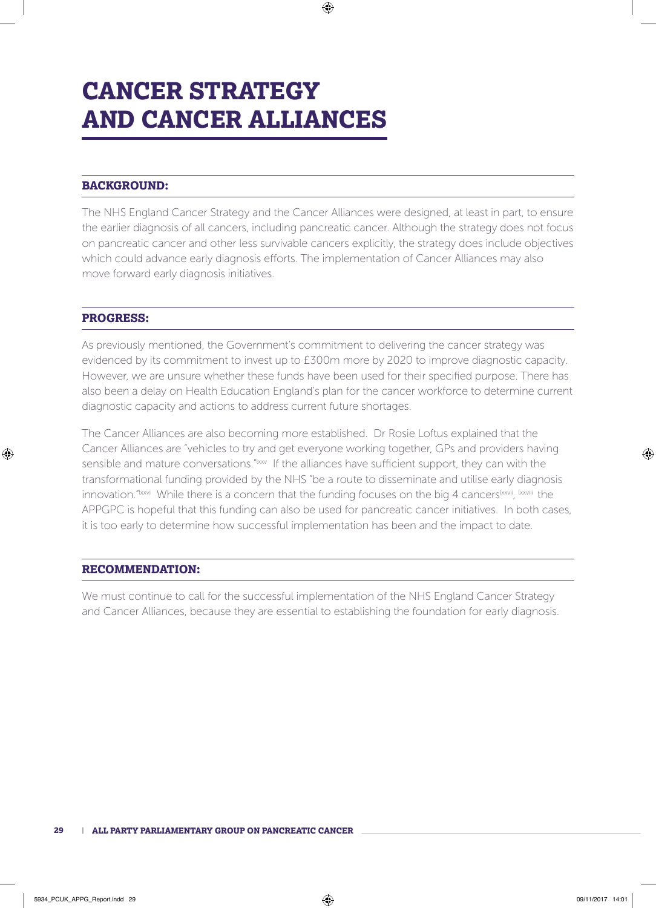# CANCER STRATEGY AND CANCER ALLIANCES

## BACKGROUND:

The NHS England Cancer Strategy and the Cancer Alliances were designed, at least in part, to ensure the earlier diagnosis of all cancers, including pancreatic cancer. Although the strategy does not focus on pancreatic cancer and other less survivable cancers explicitly, the strategy does include objectives which could advance early diagnosis efforts. The implementation of Cancer Alliances may also move forward early diagnosis initiatives.

## PROGRESS:

As previously mentioned, the Government's commitment to delivering the cancer strategy was evidenced by its commitment to invest up to £300m more by 2020 to improve diagnostic capacity. However, we are unsure whether these funds have been used for their specified purpose. There has also been a delay on Health Education England's plan for the cancer workforce to determine current diagnostic capacity and actions to address current future shortages.

The Cancer Alliances are also becoming more established. Dr Rosie Loftus explained that the Cancer Alliances are "vehicles to try and get everyone working together, GPs and providers having sensible and mature conversations."[lxxv] If the alliances have sufficient support, they can with the transformational funding provided by the NHS "be a route to disseminate and utilise early diagnosis innovation."[lxxvi] While there is a concern that the funding focuses on the big 4 cancers[lxxvii, lxxviii] the APPGPC is hopeful that this funding can also be used for pancreatic cancer initiatives. In both cases, it is too early to determine how successful implementation has been and the impact to date.

## RECOMMENDATION:

We must continue to call for the successful implementation of the NHS England Cancer Strategy and Cancer Alliances, because they are essential to establishing the foundation for early diagnosis.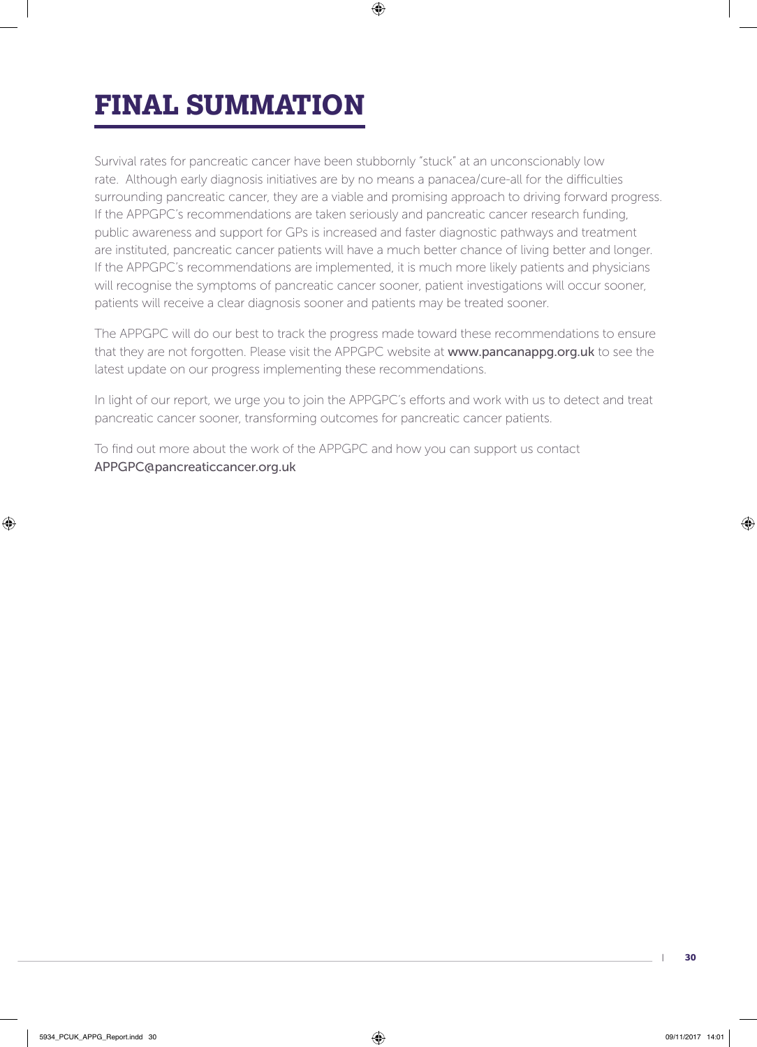# FINAL SUMMATION

Survival rates for pancreatic cancer have been stubbornly "stuck" at an unconscionably low rate. Although early diagnosis initiatives are by no means a panacea/cure-all for the difficulties surrounding pancreatic cancer, they are a viable and promising approach to driving forward progress. If the APPGPC's recommendations are taken seriously and pancreatic cancer research funding, public awareness and support for GPs is increased and faster diagnostic pathways and treatment are instituted, pancreatic cancer patients will have a much better chance of living better and longer. If the APPGPC's recommendations are implemented, it is much more likely patients and physicians will recognise the symptoms of pancreatic cancer sooner, patient investigations will occur sooner, patients will receive a clear diagnosis sooner and patients may be treated sooner.

The APPGPC will do our best to track the progress made toward these recommendations to ensure that they are not forgotten. Please visit the APPGPC website at **www.pancanappg.org.uk** to see the latest update on our progress implementing these recommendations.

In light of our report, we urge you to join the APPGPC's efforts and work with us to detect and treat pancreatic cancer sooner, transforming outcomes for pancreatic cancer patients.

To find out more about the work of the APPGPC and how you can support us contact **APPGPC@pancreaticcancer.org.uk**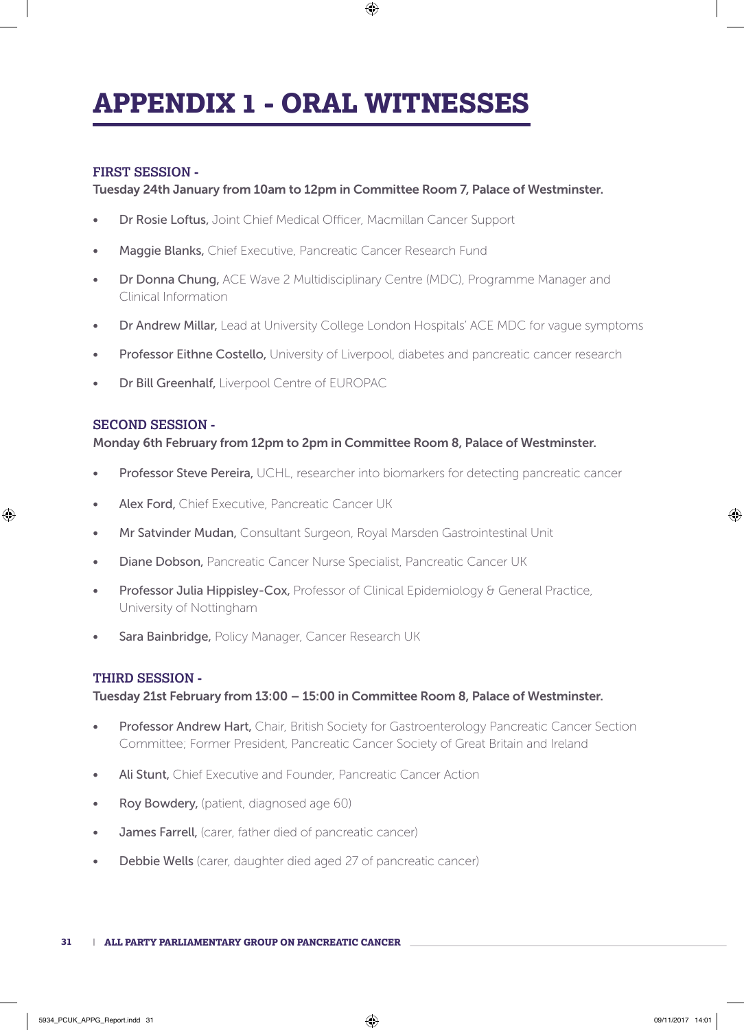# APPENDIX 1 - ORAL WITNESSES

## FIRST SESSION -

**Tuesday 24th January from 10am to 12pm in Committee Room 7, Palace of Westminster.**

- **Dr Rosie Loftus,** Joint Chief Medical Officer, Macmillan Cancer Support
- **Maggie Blanks,** Chief Executive, Pancreatic Cancer Research Fund
- **Dr Donna Chung,** ACE Wave 2 Multidisciplinary Centre (MDC), Programme Manager and Clinical Information
- **Dr Andrew Millar,** Lead at University College London Hospitals' ACE MDC for vague symptoms
- **Professor Eithne Costello,** University of Liverpool, diabetes and pancreatic cancer research
- **Dr Bill Greenhalf,** Liverpool Centre of EUROPAC

## SECOND SESSION -

**Monday 6th February from 12pm to 2pm in Committee Room 8, Palace of Westminster.**

- **Professor Steve Pereira,** UCHL, researcher into biomarkers for detecting pancreatic cancer
- **Alex Ford,** Chief Executive, Pancreatic Cancer UK
- **Mr Satvinder Mudan,** Consultant Surgeon, Royal Marsden Gastrointestinal Unit
- **Diane Dobson,** Pancreatic Cancer Nurse Specialist, Pancreatic Cancer UK
- **Professor Julia Hippisley-Cox,** Professor of Clinical Epidemiology & General Practice, University of Nottingham
- **Sara Bainbridge,** Policy Manager, Cancer Research UK

## THIRD SESSION -

**Tuesday 21st February from 13:00 – 15:00 in Committee Room 8, Palace of Westminster.**

- **Professor Andrew Hart,** Chair, British Society for Gastroenterology Pancreatic Cancer Section Committee; Former President, Pancreatic Cancer Society of Great Britain and Ireland
- **Ali Stunt,** Chief Executive and Founder, Pancreatic Cancer Action
- **Roy Bowdery,** (patient, diagnosed age 60)
- **James Farrell,** (carer, father died of pancreatic cancer)
- **Debbie Wells** (carer, daughter died aged 27 of pancreatic cancer)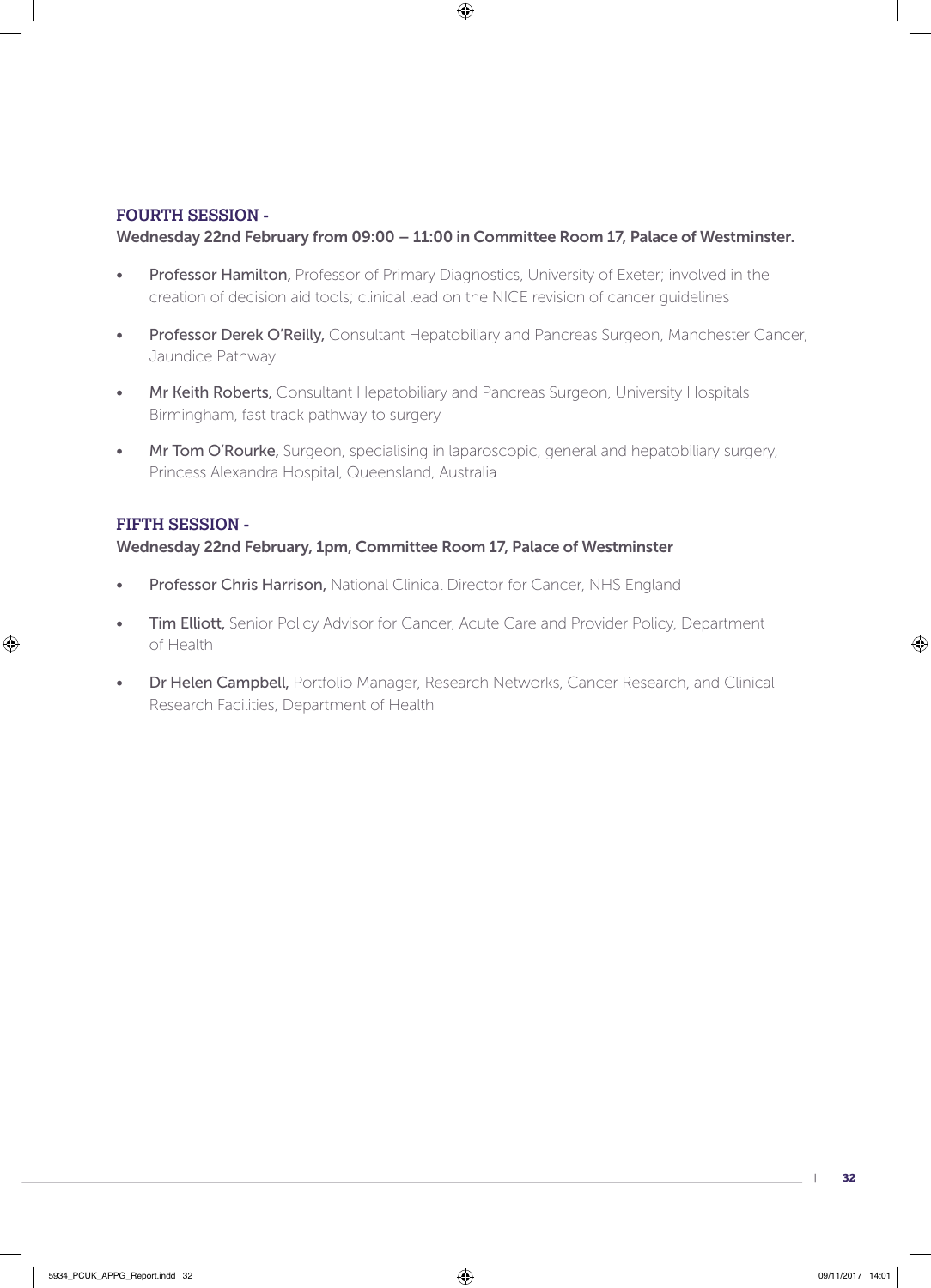## FOURTH SESSION -

**Wednesday 22nd February from 09:00 – 11:00 in Committee Room 17, Palace of Westminster.**

- **Professor Hamilton,** Professor of Primary Diagnostics, University of Exeter; involved in the creation of decision aid tools; clinical lead on the NICE revision of cancer guidelines
- **Professor Derek O'Reilly,** Consultant Hepatobiliary and Pancreas Surgeon, Manchester Cancer, Jaundice Pathway
- **Mr Keith Roberts,** Consultant Hepatobiliary and Pancreas Surgeon, University Hospitals Birmingham, fast track pathway to surgery
- **Mr Tom O'Rourke,** Surgeon, specialising in laparoscopic, general and hepatobiliary surgery, Princess Alexandra Hospital, Queensland, Australia

## FIFTH SESSION -

**Wednesday 22nd February, 1pm, Committee Room 17, Palace of Westminster**

- **Professor Chris Harrison,** National Clinical Director for Cancer, NHS England
- **Tim Elliott,** Senior Policy Advisor for Cancer, Acute Care and Provider Policy, Department of Health
- **Dr Helen Campbell,** Portfolio Manager, Research Networks, Cancer Research, and Clinical Research Facilities, Department of Health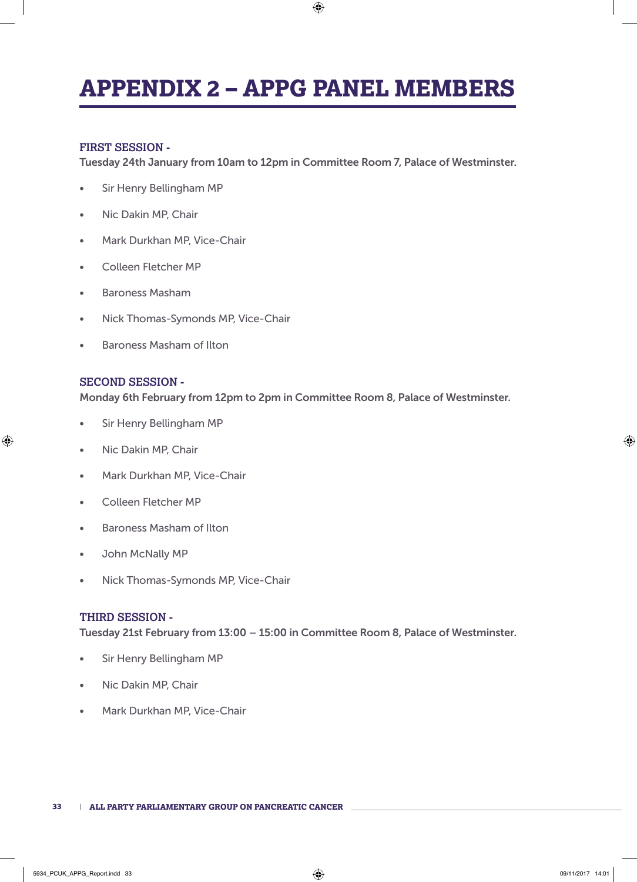# APPENDIX 2 – APPG PANEL MEMBERS

**FIRST SESSION -**
**Tuesday 24th January from 10am to 12pm in Committee Room 7, Palace of Westminster.**

- Sir Henry Bellingham MP
- Nic Dakin MP, Chair
- Mark Durkhan MP, Vice-Chair
- Colleen Fletcher MP
- Baroness Masham
- Nick Thomas-Symonds MP, Vice-Chair
- Baroness Masham of Ilton

**SECOND SESSION -**
**Monday 6th February from 12pm to 2pm in Committee Room 8, Palace of Westminster.**

- Sir Henry Bellingham MP
- Nic Dakin MP, Chair
- Mark Durkhan MP, Vice-Chair
- Colleen Fletcher MP
- Baroness Masham of Ilton
- John McNally MP
- Nick Thomas-Symonds MP, Vice-Chair

**THIRD SESSION -**
**Tuesday 21st February from 13:00 – 15:00 in Committee Room 8, Palace of Westminster.**

- Sir Henry Bellingham MP
- Nic Dakin MP, Chair
- Mark Durkhan MP, Vice-Chair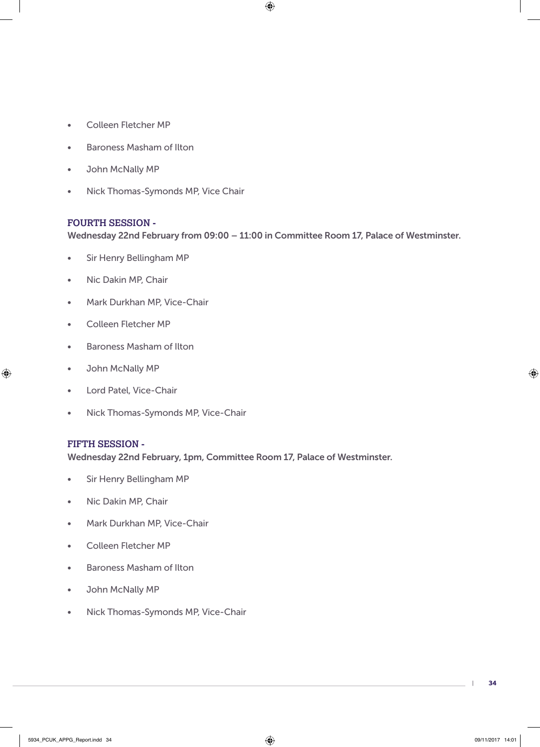- Colleen Fletcher MP
- Baroness Masham of Ilton
- John McNally MP
- Nick Thomas-Symonds MP, Vice Chair

### FOURTH SESSION -

**Wednesday 22nd February from 09:00 – 11:00 in Committee Room 17, Palace of Westminster.**

- Sir Henry Bellingham MP
- Nic Dakin MP, Chair
- Mark Durkhan MP, Vice-Chair
- Colleen Fletcher MP
- Baroness Masham of Ilton
- John McNally MP
- Lord Patel, Vice-Chair
- Nick Thomas-Symonds MP, Vice-Chair

### FIFTH SESSION -

**Wednesday 22nd February, 1pm, Committee Room 17, Palace of Westminster.**

- Sir Henry Bellingham MP
- Nic Dakin MP, Chair
- Mark Durkhan MP, Vice-Chair
- Colleen Fletcher MP
- Baroness Masham of Ilton
- John McNally MP
- Nick Thomas-Symonds MP, Vice-Chair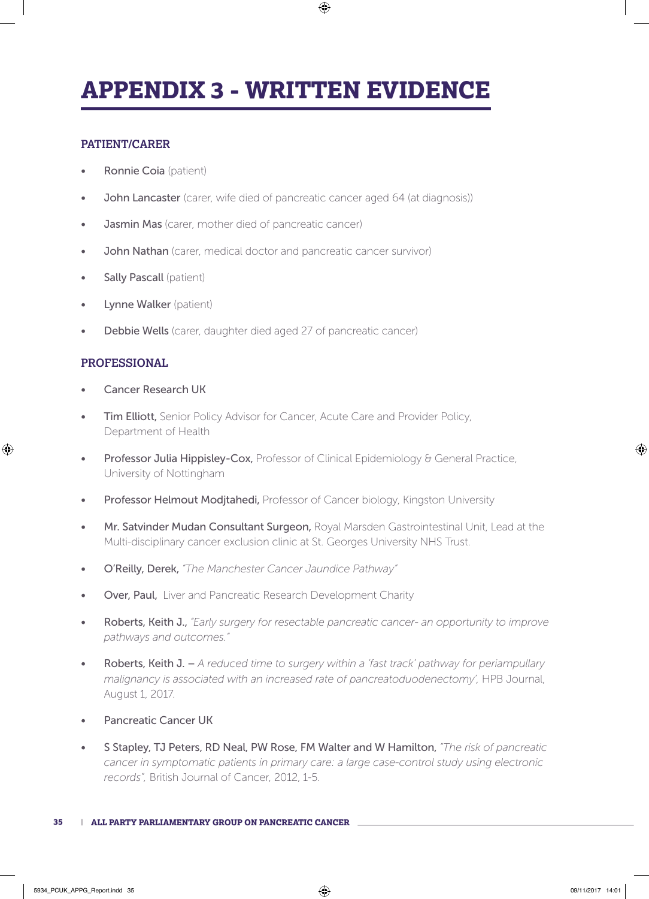# APPENDIX 3 - WRITTEN EVIDENCE

## PATIENT/CARER

- Ronnie Coia (patient)
- John Lancaster (carer, wife died of pancreatic cancer aged 64 (at diagnosis))
- Jasmin Mas (carer, mother died of pancreatic cancer)
- John Nathan (carer, medical doctor and pancreatic cancer survivor)
- Sally Pascall (patient)
- Lynne Walker (patient)
- Debbie Wells (carer, daughter died aged 27 of pancreatic cancer)

## PROFESSIONAL

- Cancer Research UK
- Tim Elliott, Senior Policy Advisor for Cancer, Acute Care and Provider Policy, Department of Health
- Professor Julia Hippisley-Cox, Professor of Clinical Epidemiology & General Practice, University of Nottingham
- Professor Helmout Modjtahedi, Professor of Cancer biology, Kingston University
- Mr. Satvinder Mudan Consultant Surgeon, Royal Marsden Gastrointestinal Unit, Lead at the Multi-disciplinary cancer exclusion clinic at St. Georges University NHS Trust.
- O'Reilly, Derek, *"The Manchester Cancer Jaundice Pathway"*
- Over, Paul, Liver and Pancreatic Research Development Charity
- Roberts, Keith J., *"Early surgery for resectable pancreatic cancer- an opportunity to improve pathways and outcomes."*
- Roberts, Keith J. – *A reduced time to surgery within a 'fast track' pathway for periampullary malignancy is associated with an increased rate of pancreatoduodenectomy'*, HPB Journal, August 1, 2017.
- Pancreatic Cancer UK
- S Stapley, TJ Peters, RD Neal, PW Rose, FM Walter and W Hamilton, *"The risk of pancreatic cancer in symptomatic patients in primary care: a large case-control study using electronic records"*, British Journal of Cancer, 2012, 1-5.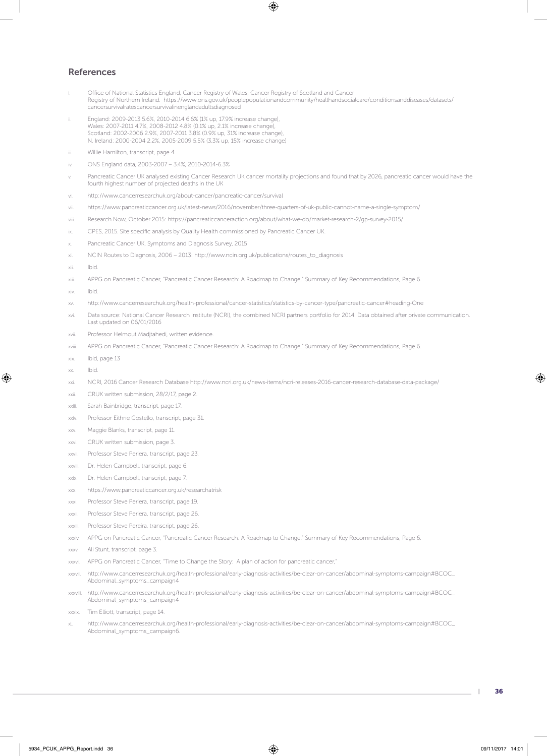## References

i. Office of National Statistics England, Cancer Registry of Wales, Cancer Registry of Scotland and Cancer Registry of Northern Ireland. https://www.ons.gov.uk/peoplepopulationandcommunity/healthandsocialcare/conditionsanddiseases/datasets/cancersurvivalratescancersurvivalinenglandadultsdiagnosed

ii. England: 2009-2013 5.6%, 2010-2014 6.6% (1% up, 17.9% increase change), Wales: 2007-2011 4.7%, 2008-2012 4.8% (0.1% up, 2.1% increase change), Scotland: 2002-2006 2.9%, 2007-2011 3.8% (0.9% up, 31% increase change), N. Ireland: 2000-2004 2.2%, 2005-2009 5.5% (3.3% up, 15% increase change)

iii. Willie Hamilton, transcript, page 4.

iv. ONS England data, 2003-2007 – 3.4%, 2010-2014-6.3%

v. Pancreatic Cancer UK analysed existing Cancer Research UK cancer mortality projections and found that by 2026, pancreatic cancer would have the fourth highest number of projected deaths in the UK

vi. http://www.cancerresearchuk.org/about-cancer/pancreatic-cancer/survival

vii. https://www.pancreaticcancer.org.uk/latest-news/2016/november/three-quarters-of-uk-public-cannot-name-a-single-symptom/

viii. Research Now, October 2015: https://pancreaticcanceraction.org/about/what-we-do/market-research-2/gp-survey-2015/

ix. CPES, 2015. Site specific analysis by Quality Health commissioned by Pancreatic Cancer UK.

x. Pancreatic Cancer UK, Symptoms and Diagnosis Survey, 2015

xi. NCIN Routes to Diagnosis, 2006 – 2013: http://www.ncin.org.uk/publications/routes_to_diagnosis

xii. Ibid.

xiii. APPG on Pancreatic Cancer, "Pancreatic Cancer Research: A Roadmap to Change," Summary of Key Recommendations, Page 6.

xiv. Ibid.

xv. http://www.cancerresearchuk.org/health-professional/cancer-statistics/statistics-by-cancer-type/pancreatic-cancer#heading-One

xvi. Data source: National Cancer Research Institute (NCRI), the combined NCRI partners portfolio for 2014. Data obtained after private communication. Last updated on 06/01/2016

xvii. Professor Helmout Madjtahedi, written evidence.

xviii. APPG on Pancreatic Cancer, "Pancreatic Cancer Research: A Roadmap to Change," Summary of Key Recommendations, Page 6.

xix. Ibid, page 13

xx. Ibid.

xxi. NCRI, 2016 Cancer Research Database http://www.ncri.org.uk/news-items/ncri-releases-2016-cancer-research-database-data-package/

xxii. CRUK written submission, 28/2/17, page 2.

xxiii. Sarah Bainbridge, transcript, page 17.

xxiv. Professor Eithne Costello, transcript, page 31.

xxv. Maggie Blanks, transcript, page 11.

xxvi. CRUK written submission, page 3.

xxvii. Professor Steve Periera, transcript, page 23.

xxviii. Dr. Helen Campbell, transcript, page 6.

xxix. Dr. Helen Campbell, transcript, page 7.

xxx. https://www.pancreaticcancer.org.uk/researchatrisk

xxxi. Professor Steve Periera, transcript, page 19.

xxxii. Professor Steve Periera, transcript, page 26.

xxxiii. Professor Steve Pereira, transcript, page 26.

xxxiv. APPG on Pancreatic Cancer, "Pancreatic Cancer Research: A Roadmap to Change," Summary of Key Recommendations, Page 6.

xxxv. Ali Stunt, transcript, page 3.

xxxvi. APPG on Pancreatic Cancer, "Time to Change the Story: A plan of action for pancreatic cancer,"

xxxvii. http://www.cancerresearchuk.org/health-professional/early-diagnosis-activities/be-clear-on-cancer/abdominal-symptoms-campaign#BCOC_Abdominal_symptoms_campaign4

xxxviii. http://www.cancerresearchuk.org/health-professional/early-diagnosis-activities/be-clear-on-cancer/abdominal-symptoms-campaign#BCOC_Abdominal_symptoms_campaign4

xxxix. Tim Elliott, transcript, page 14.

xl. http://www.cancerresearchuk.org/health-professional/early-diagnosis-activities/be-clear-on-cancer/abdominal-symptoms-campaign#BCOC_Abdominal_symptoms_campaign6.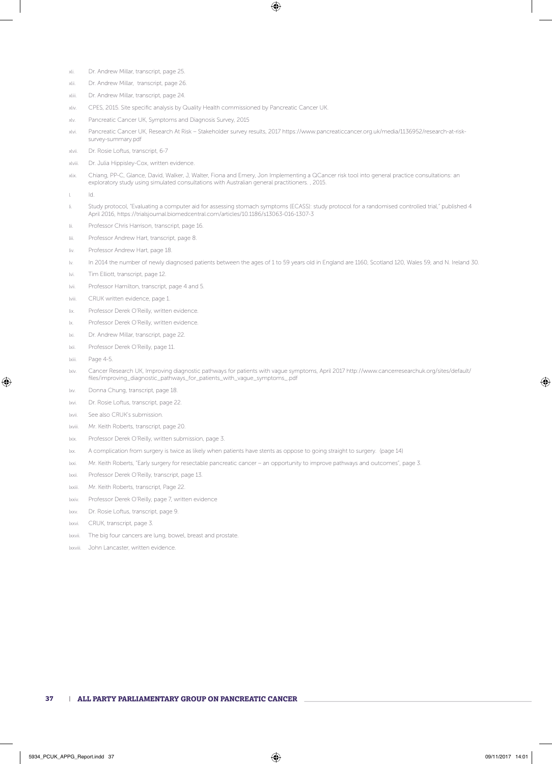- xli. Dr. Andrew Millar, transcript, page 25.
- xlii. Dr. Andrew Millar, transcript, page 26.
- xliii. Dr. Andrew Millar, transcript, page 24.
- xliv. CPES, 2015. Site specific analysis by Quality Health commissioned by Pancreatic Cancer UK.
- xlv. Pancreatic Cancer UK, Symptoms and Diagnosis Survey, 2015
- xlvi. Pancreatic Cancer UK, Research At Risk – Stakeholder survey results, 2017 https://www.pancreaticcancer.org.uk/media/1136952/research-at-risk-survey-summary.pdf
- xlvii. Dr. Rosie Loftus, transcript, 6-7
- xlviii. Dr. Julia Hippisley-Cox, written evidence.
- xlix. Chiang, PP-C, Glance, David, Walker, J, Walter, Fiona and Emery, Jon Implementing a QCancer risk tool into general practice consultations: an exploratory study using simulated consultations with Australian general practitioners. , 2015.
- l. Id.
- li. Study protocol, "Evaluating a computer aid for assessing stomach symptoms (ECASS): study protocol for a randomised controlled trial," published 4 April 2016, https://trialsjournal.biomedcentral.com/articles/10.1186/s13063-016-1307-3
- lii. Professor Chris Harrison, transcript, page 16.
- liii. Professor Andrew Hart, transcript, page 8.
- liv. Professor Andrew Hart, page 18.
- lv. In 2014 the number of newly diagnosed patients between the ages of 1 to 59 years old in England are 1160, Scotland 120, Wales 59, and N. Ireland 30.
- lvi. Tim Elliott, transcript, page 12.
- lvii. Professor Hamilton, transcript, page 4 and 5.
- lviii. CRUK written evidence, page 1.
- lix. Professor Derek O'Reilly, written evidence.
- lx. Professor Derek O'Reilly, written evidence.
- lxi. Dr. Andrew Millar, transcript, page 22.
- lxii. Professor Derek O'Reilly, page 11.
- lxiii. Page 4-5.
- lxiv. Cancer Research UK, Improving diagnostic pathways for patients with vague symptoms, April 2017 http://www.cancerresearchuk.org/sites/default/files/improving_diagnostic_pathways_for_patients_with_vague_symptoms_.pdf
- lxv. Donna Chung, transcript, page 18.
- lxvi. Dr. Rosie Loftus, transcript, page 22.
- lxvii. See also CRUK's submission.
- lxviii. Mr. Keith Roberts, transcript, page 20.
- lxix. Professor Derek O'Reilly, written submission, page 3.
- lxx. A complication from surgery is twice as likely when patients have stents as oppose to going straight to surgery. (page 14)
- lxxi. Mr. Keith Roberts, "Early surgery for resectable pancreatic cancer – an opportunity to improve pathways and outcomes", page 3.
- lxxii. Professor Derek O'Reilly, transcript, page 13.
- lxxiii. Mr. Keith Roberts, transcript, Page 22.
- lxxiv. Professor Derek O'Reilly, page 7, written evidence
- lxxv. Dr. Rosie Loftus, transcript, page 9.
- lxxvi. CRUK, transcript, page 3.
- lxxvii. The big four cancers are lung, bowel, breast and prostate.
- lxxviii. John Lancaster, written evidence.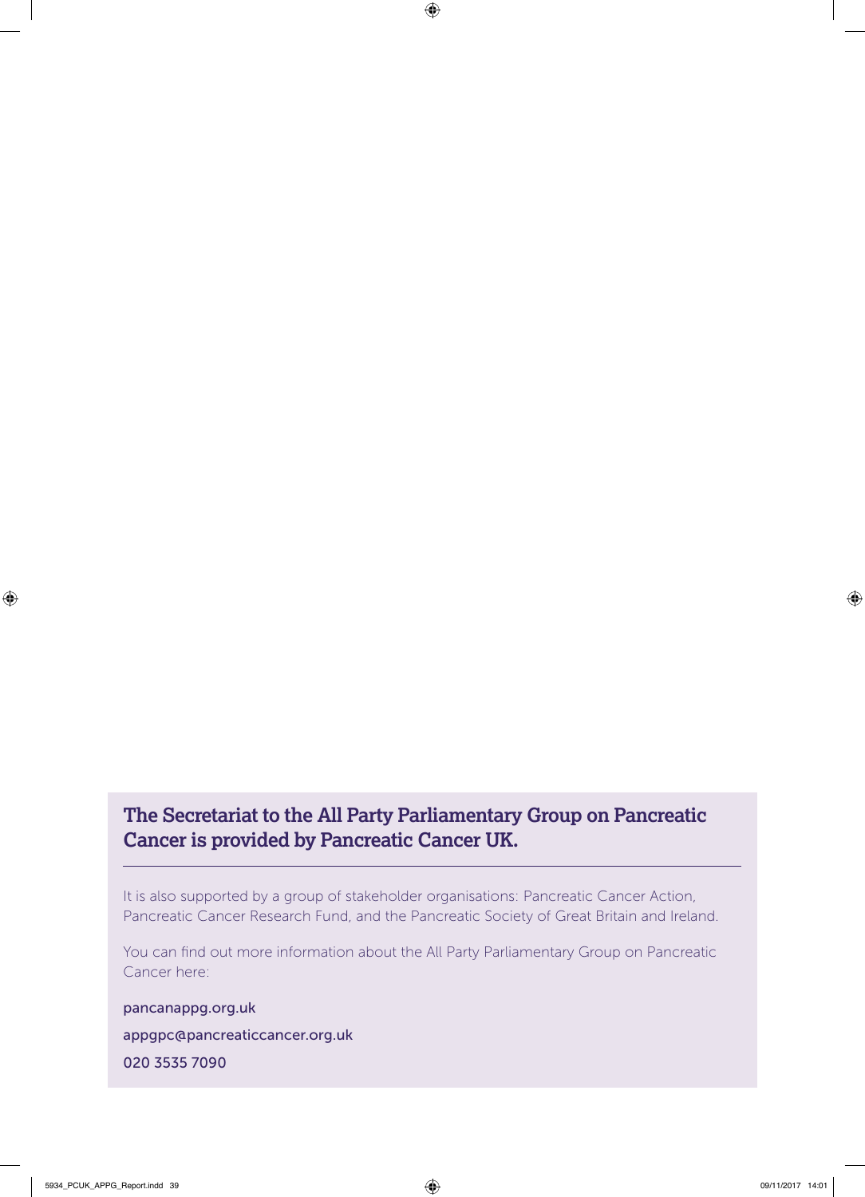**The Secretariat to the All Party Parliamentary Group on Pancreatic Cancer is provided by Pancreatic Cancer UK.**

---

It is also supported by a group of stakeholder organisations: Pancreatic Cancer Action, Pancreatic Cancer Research Fund, and the Pancreatic Society of Great Britain and Ireland.

You can find out more information about the All Party Parliamentary Group on Pancreatic Cancer here:

pancanappg.org.uk

appgpc@pancreaticcancer.org.uk

020 3535 7090